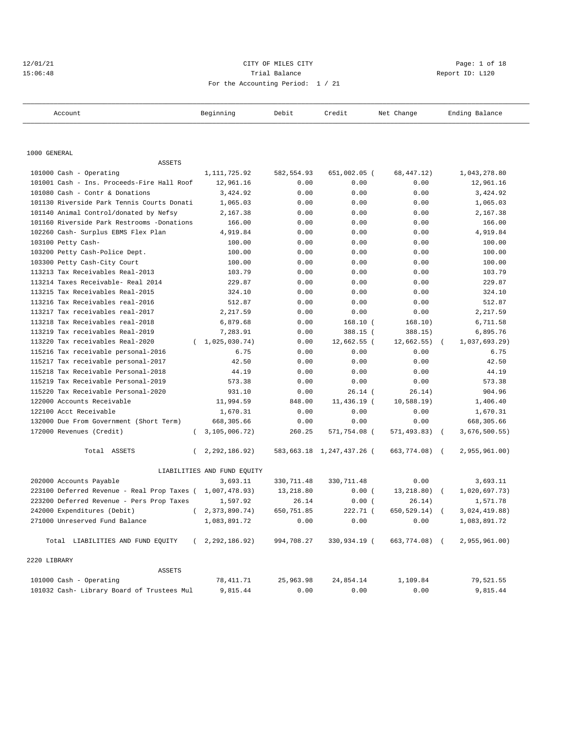CITY OF MILES CITY

Trial Balance

Report ID: L120

For the Accounting Period: 1 / 21

| Account | Beginning | Debit | Credit | Net Change | Ending Balance |
|---|---|---|---|---|---|
| **1000 GENERAL** | | | | | |
| ASSETS | | | | | |
| 101000 Cash - Operating | 1,111,725.92 | 582,554.93 | 651,002.05 | ( 68,447.12) | 1,043,278.80 |
| 101001 Cash - Ins. Proceeds-Fire Hall Roof | 12,961.16 | 0.00 | 0.00 | 0.00 | 12,961.16 |
| 101080 Cash - Contr & Donations | 3,424.92 | 0.00 | 0.00 | 0.00 | 3,424.92 |
| 101130 Riverside Park Tennis Courts Donati | 1,065.03 | 0.00 | 0.00 | 0.00 | 1,065.03 |
| 101140 Animal Control/donated by Nefsy | 2,167.38 | 0.00 | 0.00 | 0.00 | 2,167.38 |
| 101160 Riverside Park Restrooms -Donations | 166.00 | 0.00 | 0.00 | 0.00 | 166.00 |
| 102260 Cash- Surplus EBMS Flex Plan | 4,919.84 | 0.00 | 0.00 | 0.00 | 4,919.84 |
| 103100 Petty Cash- | 100.00 | 0.00 | 0.00 | 0.00 | 100.00 |
| 103200 Petty Cash-Police Dept. | 100.00 | 0.00 | 0.00 | 0.00 | 100.00 |
| 103300 Petty Cash-City Court | 100.00 | 0.00 | 0.00 | 0.00 | 100.00 |
| 113213 Tax Receivables Real-2013 | 103.79 | 0.00 | 0.00 | 0.00 | 103.79 |
| 113214 Taxes Receivable- Real 2014 | 229.87 | 0.00 | 0.00 | 0.00 | 229.87 |
| 113215 Tax Receivables Real-2015 | 324.10 | 0.00 | 0.00 | 0.00 | 324.10 |
| 113216 Tax Receivables real-2016 | 512.87 | 0.00 | 0.00 | 0.00 | 512.87 |
| 113217 Tax receivables real-2017 | 2,217.59 | 0.00 | 0.00 | 0.00 | 2,217.59 |
| 113218 Tax Receivables real-2018 | 6,879.68 | 0.00 | 168.10 | ( 168.10) | 6,711.58 |
| 113219 Tax receivables Real-2019 | 7,283.91 | 0.00 | 388.15 | ( 388.15) | 6,895.76 |
| 113220 Tax receivables Real-2020 | ( 1,025,030.74) | 0.00 | 12,662.55 | ( 12,662.55) | ( 1,037,693.29) |
| 115216 Tax receivable personal-2016 | 6.75 | 0.00 | 0.00 | 0.00 | 6.75 |
| 115217 Tax receivable personal-2017 | 42.50 | 0.00 | 0.00 | 0.00 | 42.50 |
| 115218 Tax Receivable Personal-2018 | 44.19 | 0.00 | 0.00 | 0.00 | 44.19 |
| 115219 Tax Receivable Personal-2019 | 573.38 | 0.00 | 0.00 | 0.00 | 573.38 |
| 115220 Tax Receivable Personal-2020 | 931.10 | 0.00 | 26.14 | ( 26.14) | 904.96 |
| 122000 Accounts Receivable | 11,994.59 | 848.00 | 11,436.19 | ( 10,588.19) | 1,406.40 |
| 122100 Acct Receivable | 1,670.31 | 0.00 | 0.00 | 0.00 | 1,670.31 |
| 132000 Due From Government (Short Term) | 668,305.66 | 0.00 | 0.00 | 0.00 | 668,305.66 |
| 172000 Revenues (Credit) | ( 3,105,006.72) | 260.25 | 571,754.08 | ( 571,493.83) | ( 3,676,500.55) |
| Total ASSETS | ( 2,292,186.92) | 583,663.18 | 1,247,437.26 | ( 663,774.08) | ( 2,955,961.00) |
| LIABILITIES AND FUND EQUITY | | | | | |
| 202000 Accounts Payable | 3,693.11 | 330,711.48 | 330,711.48 | 0.00 | 3,693.11 |
| 223100 Deferred Revenue - Real Prop Taxes | ( 1,007,478.93) | 13,218.80 | 0.00 | ( 13,218.80) | ( 1,020,697.73) |
| 223200 Deferred Revenue - Pers Prop Taxes | 1,597.92 | 26.14 | 0.00 | ( 26.14) | 1,571.78 |
| 242000 Expenditures (Debit) | ( 2,373,890.74) | 650,751.85 | 222.71 | ( 650,529.14) | ( 3,024,419.88) |
| 271000 Unreserved Fund Balance | 1,083,891.72 | 0.00 | 0.00 | 0.00 | 1,083,891.72 |
| Total LIABILITIES AND FUND EQUITY | ( 2,292,186.92) | 994,708.27 | 330,934.19 | ( 663,774.08) | ( 2,955,961.00) |
| **2220 LIBRARY** | | | | | |
| ASSETS | | | | | |
| 101000 Cash - Operating | 78,411.71 | 25,963.98 | 24,854.14 | 1,109.84 | 79,521.55 |
| 101032 Cash- Library Board of Trustees Mul | 9,815.44 | 0.00 | 0.00 | 0.00 | 9,815.44 |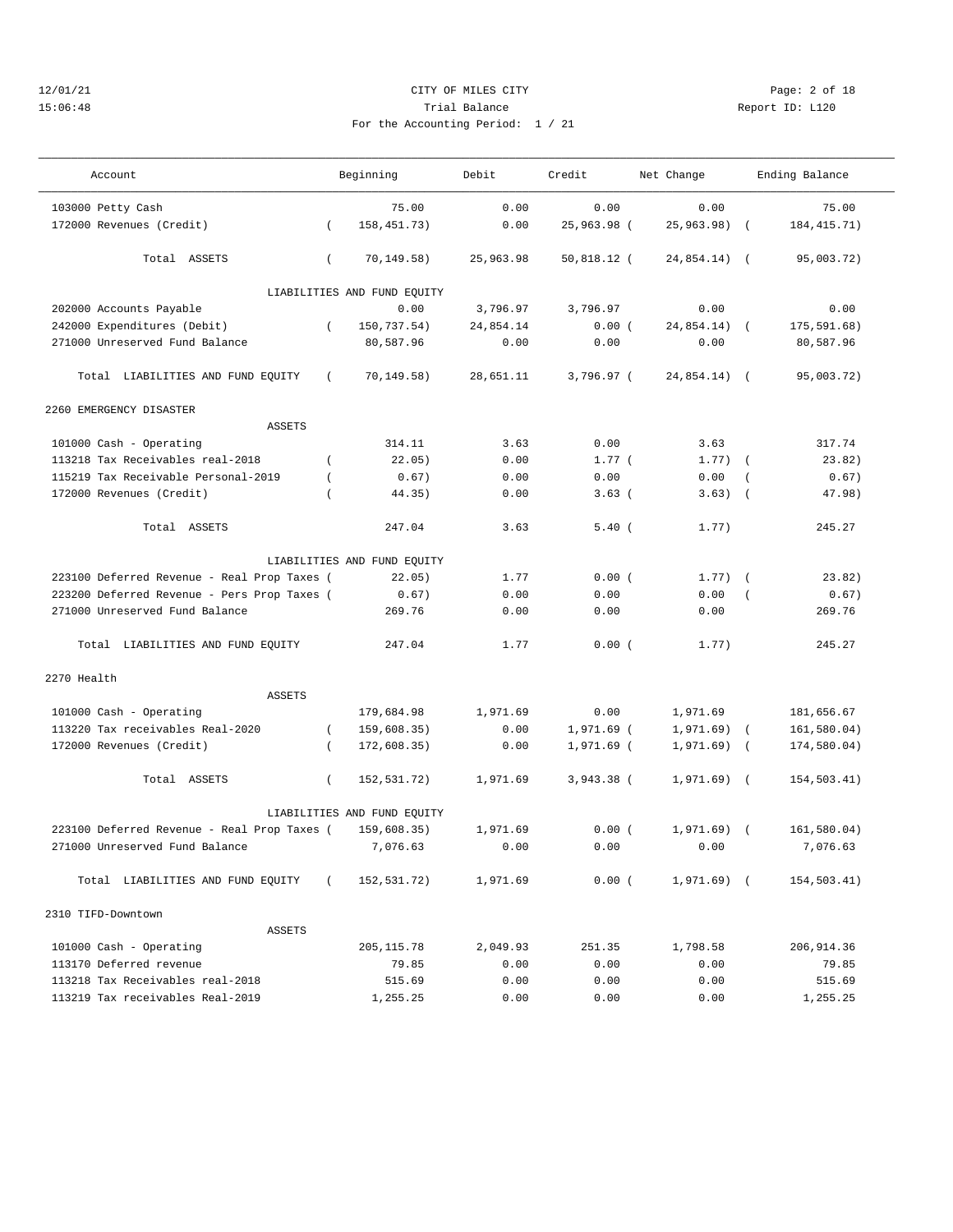# CITY OF MILES CITY

Trial Balance

For the Accounting Period: 1 / 21

12/01/21 15:06:48 Report ID: L120

| Account | Beginning | Debit | Credit | Net Change | Ending Balance |
|---|---|---|---|---|---|
| 103000 Petty Cash | 75.00 | 0.00 | 0.00 | 0.00 | 75.00 |
| 172000 Revenues (Credit) | ( 158,451.73) | 0.00 | 25,963.98 | ( 25,963.98) | ( 184,415.71) |
| Total ASSETS | ( 70,149.58) | 25,963.98 | 50,818.12 | ( 24,854.14) | ( 95,003.72) |
| LIABILITIES AND FUND EQUITY | | | | | |
| 202000 Accounts Payable | 0.00 | 3,796.97 | 3,796.97 | 0.00 | 0.00 |
| 242000 Expenditures (Debit) | ( 150,737.54) | 24,854.14 | 0.00 | ( 24,854.14) | ( 175,591.68) |
| 271000 Unreserved Fund Balance | 80,587.96 | 0.00 | 0.00 | 0.00 | 80,587.96 |
| Total LIABILITIES AND FUND EQUITY | ( 70,149.58) | 28,651.11 | 3,796.97 | ( 24,854.14) | ( 95,003.72) |
| **2260 EMERGENCY DISASTER** | | | | | |
| ASSETS | | | | | |
| 101000 Cash - Operating | 314.11 | 3.63 | 0.00 | 3.63 | 317.74 |
| 113218 Tax Receivables real-2018 | ( 22.05) | 0.00 | 1.77 | ( 1.77) | ( 23.82) |
| 115219 Tax Receivable Personal-2019 | ( 0.67) | 0.00 | 0.00 | 0.00 | ( 0.67) |
| 172000 Revenues (Credit) | ( 44.35) | 0.00 | 3.63 | ( 3.63) | ( 47.98) |
| Total ASSETS | 247.04 | 3.63 | 5.40 | ( 1.77) | 245.27 |
| LIABILITIES AND FUND EQUITY | | | | | |
| 223100 Deferred Revenue - Real Prop Taxes | ( 22.05) | 1.77 | 0.00 | ( 1.77) | ( 23.82) |
| 223200 Deferred Revenue - Pers Prop Taxes | ( 0.67) | 0.00 | 0.00 | 0.00 | ( 0.67) |
| 271000 Unreserved Fund Balance | 269.76 | 0.00 | 0.00 | 0.00 | 269.76 |
| Total LIABILITIES AND FUND EQUITY | 247.04 | 1.77 | 0.00 | ( 1.77) | 245.27 |
| **2270 Health** | | | | | |
| ASSETS | | | | | |
| 101000 Cash - Operating | 179,684.98 | 1,971.69 | 0.00 | 1,971.69 | 181,656.67 |
| 113220 Tax receivables Real-2020 | ( 159,608.35) | 0.00 | 1,971.69 | ( 1,971.69) | ( 161,580.04) |
| 172000 Revenues (Credit) | ( 172,608.35) | 0.00 | 1,971.69 | ( 1,971.69) | ( 174,580.04) |
| Total ASSETS | ( 152,531.72) | 1,971.69 | 3,943.38 | ( 1,971.69) | ( 154,503.41) |
| LIABILITIES AND FUND EQUITY | | | | | |
| 223100 Deferred Revenue - Real Prop Taxes | ( 159,608.35) | 1,971.69 | 0.00 | ( 1,971.69) | ( 161,580.04) |
| 271000 Unreserved Fund Balance | 7,076.63 | 0.00 | 0.00 | 0.00 | 7,076.63 |
| Total LIABILITIES AND FUND EQUITY | ( 152,531.72) | 1,971.69 | 0.00 | ( 1,971.69) | ( 154,503.41) |
| **2310 TIFD-Downtown** | | | | | |
| ASSETS | | | | | |
| 101000 Cash - Operating | 205,115.78 | 2,049.93 | 251.35 | 1,798.58 | 206,914.36 |
| 113170 Deferred revenue | 79.85 | 0.00 | 0.00 | 0.00 | 79.85 |
| 113218 Tax Receivables real-2018 | 515.69 | 0.00 | 0.00 | 0.00 | 515.69 |
| 113219 Tax receivables Real-2019 | 1,255.25 | 0.00 | 0.00 | 0.00 | 1,255.25 |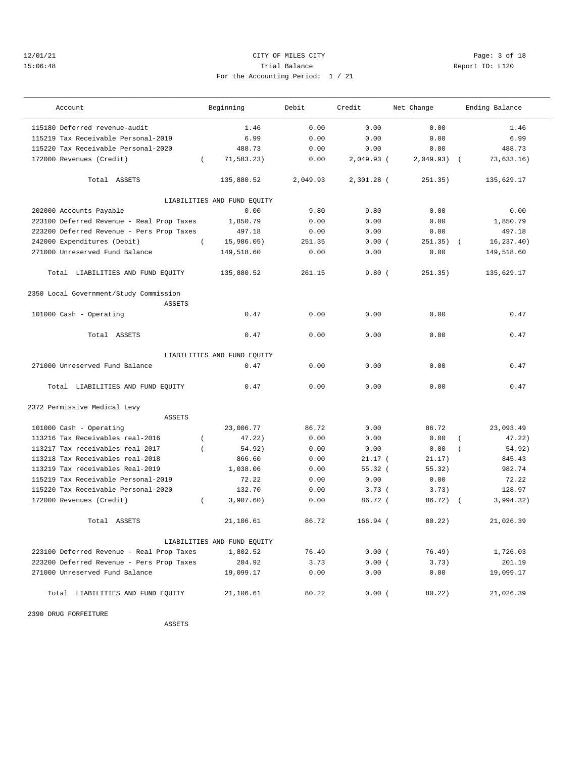12/01/21 CITY OF MILES CITY
15:06:48 Trial Balance Report ID: L120
For the Accounting Period: 1 / 21

| Account | Beginning | Debit | Credit | Net Change | Ending Balance |
|---|---|---|---|---|---|
| 115180 Deferred revenue-audit | 1.46 | 0.00 | 0.00 | 0.00 | 1.46 |
| 115219 Tax Receivable Personal-2019 | 6.99 | 0.00 | 0.00 | 0.00 | 6.99 |
| 115220 Tax Receivable Personal-2020 | 488.73 | 0.00 | 0.00 | 0.00 | 488.73 |
| 172000 Revenues (Credit) | ( 71,583.23) | 0.00 | 2,049.93 | ( 2,049.93) | ( 73,633.16) |
| Total ASSETS | 135,880.52 | 2,049.93 | 2,301.28 | ( 251.35) | 135,629.17 |
| LIABILITIES AND FUND EQUITY | | | | | |
| 202000 Accounts Payable | 0.00 | 9.80 | 9.80 | 0.00 | 0.00 |
| 223100 Deferred Revenue - Real Prop Taxes | 1,850.79 | 0.00 | 0.00 | 0.00 | 1,850.79 |
| 223200 Deferred Revenue - Pers Prop Taxes | 497.18 | 0.00 | 0.00 | 0.00 | 497.18 |
| 242000 Expenditures (Debit) | ( 15,986.05) | 251.35 | 0.00 | ( 251.35) | ( 16,237.40) |
| 271000 Unreserved Fund Balance | 149,518.60 | 0.00 | 0.00 | 0.00 | 149,518.60 |
| Total LIABILITIES AND FUND EQUITY | 135,880.52 | 261.15 | 9.80 | ( 251.35) | 135,629.17 |
| **2350 Local Government/Study Commission** | | | | | |
| ASSETS | | | | | |
| 101000 Cash - Operating | 0.47 | 0.00 | 0.00 | 0.00 | 0.47 |
| Total ASSETS | 0.47 | 0.00 | 0.00 | 0.00 | 0.47 |
| LIABILITIES AND FUND EQUITY | | | | | |
| 271000 Unreserved Fund Balance | 0.47 | 0.00 | 0.00 | 0.00 | 0.47 |
| Total LIABILITIES AND FUND EQUITY | 0.47 | 0.00 | 0.00 | 0.00 | 0.47 |
| **2372 Permissive Medical Levy** | | | | | |
| ASSETS | | | | | |
| 101000 Cash - Operating | 23,006.77 | 86.72 | 0.00 | 86.72 | 23,093.49 |
| 113216 Tax Receivables real-2016 | ( 47.22) | 0.00 | 0.00 | 0.00 | ( 47.22) |
| 113217 Tax receivables real-2017 | ( 54.92) | 0.00 | 0.00 | 0.00 | ( 54.92) |
| 113218 Tax Receivables real-2018 | 866.60 | 0.00 | 21.17 | ( 21.17) | 845.43 |
| 113219 Tax receivables Real-2019 | 1,038.06 | 0.00 | 55.32 | ( 55.32) | 982.74 |
| 115219 Tax Receivable Personal-2019 | 72.22 | 0.00 | 0.00 | 0.00 | 72.22 |
| 115220 Tax Receivable Personal-2020 | 132.70 | 0.00 | 3.73 | ( 3.73) | 128.97 |
| 172000 Revenues (Credit) | ( 3,907.60) | 0.00 | 86.72 | ( 86.72) | ( 3,994.32) |
| Total ASSETS | 21,106.61 | 86.72 | 166.94 | ( 80.22) | 21,026.39 |
| LIABILITIES AND FUND EQUITY | | | | | |
| 223100 Deferred Revenue - Real Prop Taxes | 1,802.52 | 76.49 | 0.00 | ( 76.49) | 1,726.03 |
| 223200 Deferred Revenue - Pers Prop Taxes | 204.92 | 3.73 | 0.00 | ( 3.73) | 201.19 |
| 271000 Unreserved Fund Balance | 19,099.17 | 0.00 | 0.00 | 0.00 | 19,099.17 |
| Total LIABILITIES AND FUND EQUITY | 21,106.61 | 80.22 | 0.00 | ( 80.22) | 21,026.39 |

2390 DRUG FORFEITURE

ASSETS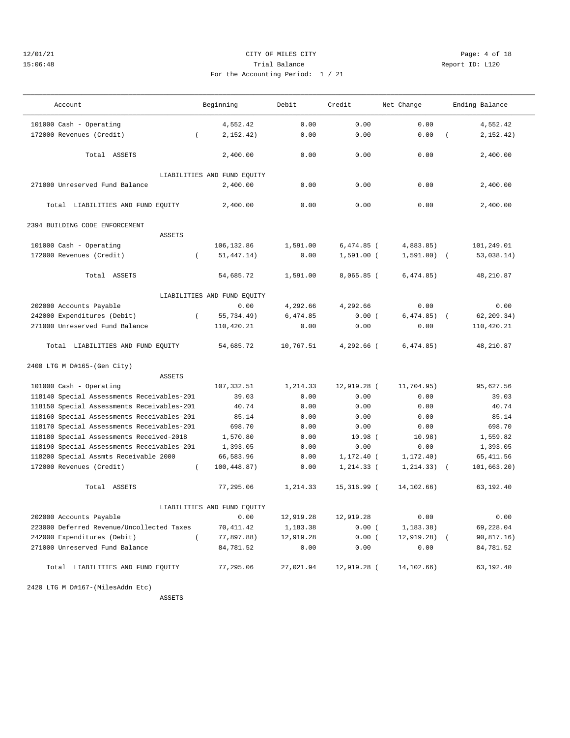CITY OF MILES CITY

Trial Balance

For the Accounting Period: 1 / 21

| Account | Beginning | Debit | Credit | Net Change | Ending Balance |
|---|---|---|---|---|---|
| 101000 Cash - Operating | 4,552.42 | 0.00 | 0.00 | 0.00 | 4,552.42 |
| 172000 Revenues (Credit) | ( 2,152.42) | 0.00 | 0.00 | 0.00 | ( 2,152.42) |
| Total ASSETS | 2,400.00 | 0.00 | 0.00 | 0.00 | 2,400.00 |
| LIABILITIES AND FUND EQUITY | | | | | |
| 271000 Unreserved Fund Balance | 2,400.00 | 0.00 | 0.00 | 0.00 | 2,400.00 |
| Total LIABILITIES AND FUND EQUITY | 2,400.00 | 0.00 | 0.00 | 0.00 | 2,400.00 |
| **2394 BUILDING CODE ENFORCEMENT** | | | | | |
| ASSETS | | | | | |
| 101000 Cash - Operating | 106,132.86 | 1,591.00 | 6,474.85 | ( 4,883.85) | 101,249.01 |
| 172000 Revenues (Credit) | ( 51,447.14) | 0.00 | 1,591.00 | ( 1,591.00) | ( 53,038.14) |
| Total ASSETS | 54,685.72 | 1,591.00 | 8,065.85 | ( 6,474.85) | 48,210.87 |
| LIABILITIES AND FUND EQUITY | | | | | |
| 202000 Accounts Payable | 0.00 | 4,292.66 | 4,292.66 | 0.00 | 0.00 |
| 242000 Expenditures (Debit) | ( 55,734.49) | 6,474.85 | 0.00 | ( 6,474.85) | ( 62,209.34) |
| 271000 Unreserved Fund Balance | 110,420.21 | 0.00 | 0.00 | 0.00 | 110,420.21 |
| Total LIABILITIES AND FUND EQUITY | 54,685.72 | 10,767.51 | 4,292.66 | ( 6,474.85) | 48,210.87 |
| **2400 LTG M D#165-(Gen City)** | | | | | |
| ASSETS | | | | | |
| 101000 Cash - Operating | 107,332.51 | 1,214.33 | 12,919.28 | ( 11,704.95) | 95,627.56 |
| 118140 Special Assessments Receivables-201 | 39.03 | 0.00 | 0.00 | 0.00 | 39.03 |
| 118150 Special Assessments Receivables-201 | 40.74 | 0.00 | 0.00 | 0.00 | 40.74 |
| 118160 Special Assessments Receivables-201 | 85.14 | 0.00 | 0.00 | 0.00 | 85.14 |
| 118170 Special Assessments Receivables-201 | 698.70 | 0.00 | 0.00 | 0.00 | 698.70 |
| 118180 Special Assessments Received-2018 | 1,570.80 | 0.00 | 10.98 | ( 10.98) | 1,559.82 |
| 118190 Special Assessments Receivables-201 | 1,393.05 | 0.00 | 0.00 | 0.00 | 1,393.05 |
| 118200 Special Assmts Receivable 2000 | 66,583.96 | 0.00 | 1,172.40 | ( 1,172.40) | 65,411.56 |
| 172000 Revenues (Credit) | ( 100,448.87) | 0.00 | 1,214.33 | ( 1,214.33) | ( 101,663.20) |
| Total ASSETS | 77,295.06 | 1,214.33 | 15,316.99 | ( 14,102.66) | 63,192.40 |
| LIABILITIES AND FUND EQUITY | | | | | |
| 202000 Accounts Payable | 0.00 | 12,919.28 | 12,919.28 | 0.00 | 0.00 |
| 223000 Deferred Revenue/Uncollected Taxes | 70,411.42 | 1,183.38 | 0.00 | ( 1,183.38) | 69,228.04 |
| 242000 Expenditures (Debit) | ( 77,897.88) | 12,919.28 | 0.00 | ( 12,919.28) | ( 90,817.16) |
| 271000 Unreserved Fund Balance | 84,781.52 | 0.00 | 0.00 | 0.00 | 84,781.52 |
| Total LIABILITIES AND FUND EQUITY | 77,295.06 | 27,021.94 | 12,919.28 | ( 14,102.66) | 63,192.40 |
| **2420 LTG M D#167-(MilesAddn Etc)** | | | | | |
| ASSETS | | | | | |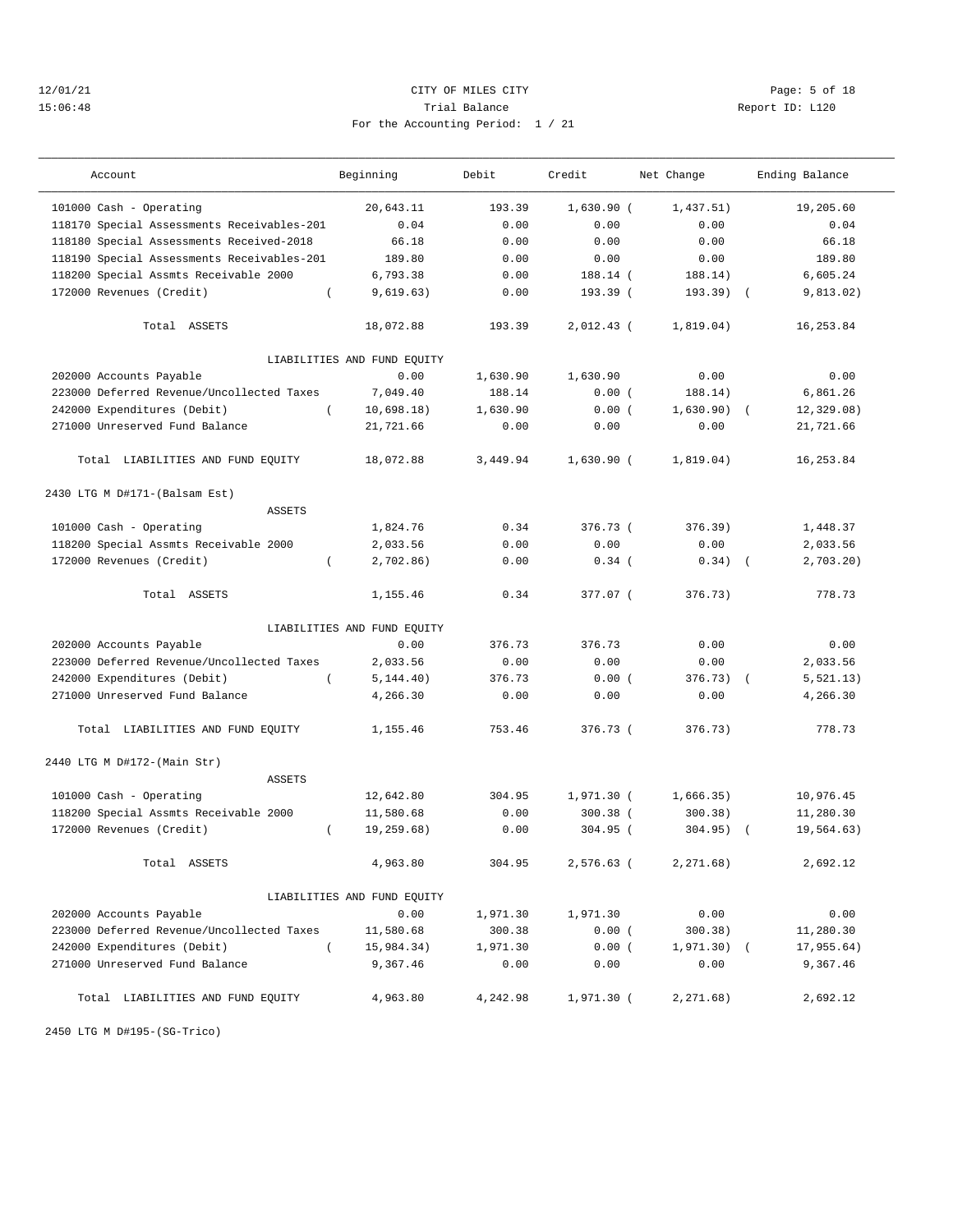CITY OF MILES CITY

Trial Balance

For the Accounting Period: 1 / 21

12/01/21 15:06:48 Report ID: L120

| Account | Beginning | Debit | Credit | Net Change | Ending Balance |
|---|---|---|---|---|---|
| 101000 Cash - Operating | 20,643.11 | 193.39 | 1,630.90 | ( 1,437.51) | 19,205.60 |
| 118170 Special Assessments Receivables-201 | 0.04 | 0.00 | 0.00 | 0.00 | 0.04 |
| 118180 Special Assessments Received-2018 | 66.18 | 0.00 | 0.00 | 0.00 | 66.18 |
| 118190 Special Assessments Receivables-201 | 189.80 | 0.00 | 0.00 | 0.00 | 189.80 |
| 118200 Special Assmts Receivable 2000 | 6,793.38 | 0.00 | 188.14 | ( 188.14) | 6,605.24 |
| 172000 Revenues (Credit) | ( 9,619.63) | 0.00 | 193.39 | ( 193.39) | ( 9,813.02) |
| Total ASSETS | 18,072.88 | 193.39 | 2,012.43 | ( 1,819.04) | 16,253.84 |
| LIABILITIES AND FUND EQUITY | | | | | |
| 202000 Accounts Payable | 0.00 | 1,630.90 | 1,630.90 | 0.00 | 0.00 |
| 223000 Deferred Revenue/Uncollected Taxes | 7,049.40 | 188.14 | 0.00 | ( 188.14) | 6,861.26 |
| 242000 Expenditures (Debit) | ( 10,698.18) | 1,630.90 | 0.00 | ( 1,630.90) | ( 12,329.08) |
| 271000 Unreserved Fund Balance | 21,721.66 | 0.00 | 0.00 | 0.00 | 21,721.66 |
| Total LIABILITIES AND FUND EQUITY | 18,072.88 | 3,449.94 | 1,630.90 | ( 1,819.04) | 16,253.84 |

## 2430 LTG M D#171-(Balsam Est)

| Account | Beginning | Debit | Credit | Net Change | Ending Balance |
|---|---|---|---|---|---|
| ASSETS | | | | | |
| 101000 Cash - Operating | 1,824.76 | 0.34 | 376.73 | ( 376.39) | 1,448.37 |
| 118200 Special Assmts Receivable 2000 | 2,033.56 | 0.00 | 0.00 | 0.00 | 2,033.56 |
| 172000 Revenues (Credit) | ( 2,702.86) | 0.00 | 0.34 | ( 0.34) | ( 2,703.20) |
| Total ASSETS | 1,155.46 | 0.34 | 377.07 | ( 376.73) | 778.73 |
| LIABILITIES AND FUND EQUITY | | | | | |
| 202000 Accounts Payable | 0.00 | 376.73 | 376.73 | 0.00 | 0.00 |
| 223000 Deferred Revenue/Uncollected Taxes | 2,033.56 | 0.00 | 0.00 | 0.00 | 2,033.56 |
| 242000 Expenditures (Debit) | ( 5,144.40) | 376.73 | 0.00 | ( 376.73) | ( 5,521.13) |
| 271000 Unreserved Fund Balance | 4,266.30 | 0.00 | 0.00 | 0.00 | 4,266.30 |
| Total LIABILITIES AND FUND EQUITY | 1,155.46 | 753.46 | 376.73 | ( 376.73) | 778.73 |

## 2440 LTG M D#172-(Main Str)

| Account | Beginning | Debit | Credit | Net Change | Ending Balance |
|---|---|---|---|---|---|
| ASSETS | | | | | |
| 101000 Cash - Operating | 12,642.80 | 304.95 | 1,971.30 | ( 1,666.35) | 10,976.45 |
| 118200 Special Assmts Receivable 2000 | 11,580.68 | 0.00 | 300.38 | ( 300.38) | 11,280.30 |
| 172000 Revenues (Credit) | ( 19,259.68) | 0.00 | 304.95 | ( 304.95) | ( 19,564.63) |
| Total ASSETS | 4,963.80 | 304.95 | 2,576.63 | ( 2,271.68) | 2,692.12 |
| LIABILITIES AND FUND EQUITY | | | | | |
| 202000 Accounts Payable | 0.00 | 1,971.30 | 1,971.30 | 0.00 | 0.00 |
| 223000 Deferred Revenue/Uncollected Taxes | 11,580.68 | 300.38 | 0.00 | ( 300.38) | 11,280.30 |
| 242000 Expenditures (Debit) | ( 15,984.34) | 1,971.30 | 0.00 | ( 1,971.30) | ( 17,955.64) |
| 271000 Unreserved Fund Balance | 9,367.46 | 0.00 | 0.00 | 0.00 | 9,367.46 |
| Total LIABILITIES AND FUND EQUITY | 4,963.80 | 4,242.98 | 1,971.30 | ( 2,271.68) | 2,692.12 |

## 2450 LTG M D#195-(SG-Trico)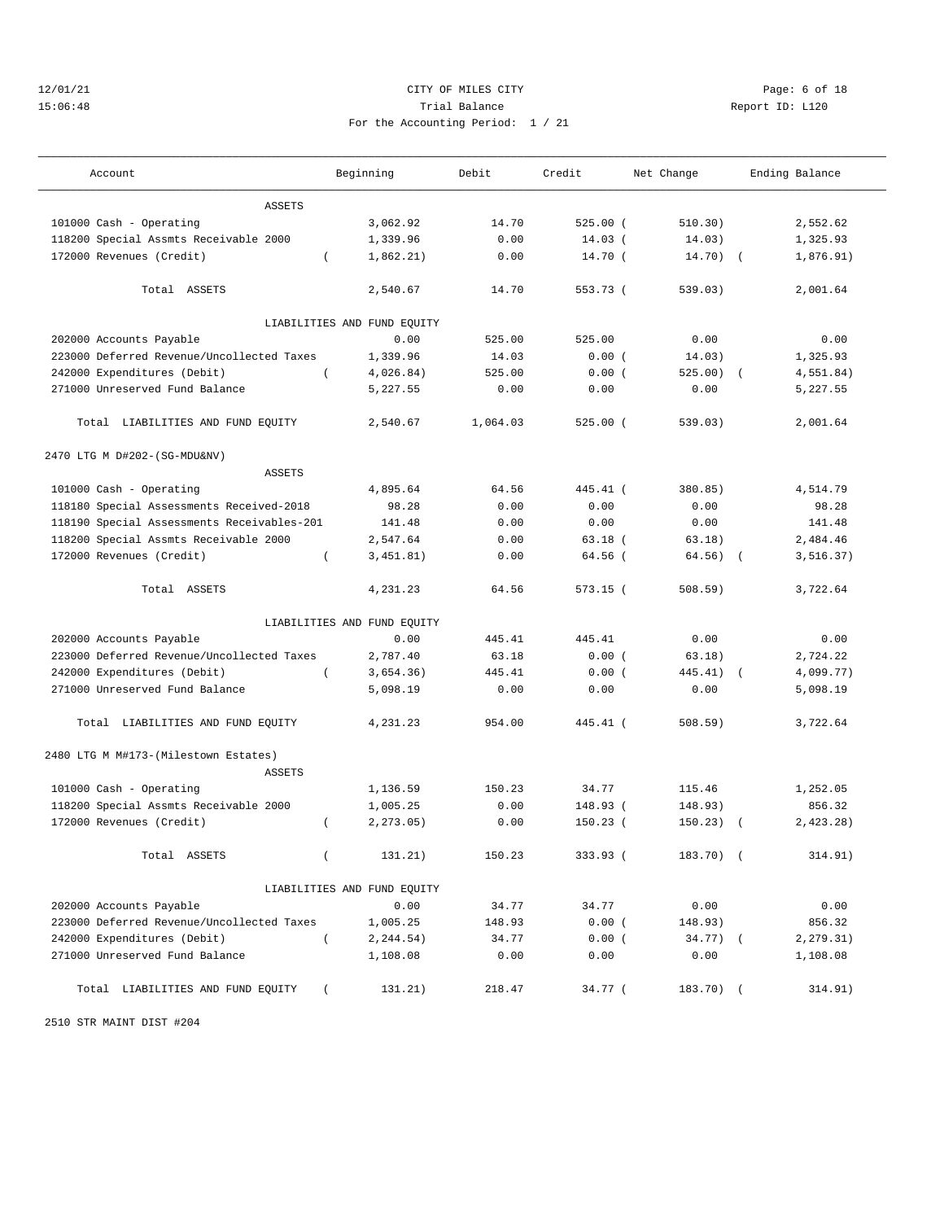CITY OF MILES CITY

Trial Balance

For the Accounting Period: 1 / 21

12/01/21 15:06:48 Report ID: L120

| Account | Beginning | Debit | Credit | Net Change | Ending Balance |
|---|---|---|---|---|---|
| ASSETS | | | | | |
| 101000 Cash - Operating | 3,062.92 | 14.70 | 525.00 | (510.30) | 2,552.62 |
| 118200 Special Assmts Receivable 2000 | 1,339.96 | 0.00 | 14.03 | (14.03) | 1,325.93 |
| 172000 Revenues (Credit) | (1,862.21) | 0.00 | 14.70 | (14.70) | (1,876.91) |
| Total ASSETS | 2,540.67 | 14.70 | 553.73 | (539.03) | 2,001.64 |
| LIABILITIES AND FUND EQUITY | | | | | |
| 202000 Accounts Payable | 0.00 | 525.00 | 525.00 | 0.00 | 0.00 |
| 223000 Deferred Revenue/Uncollected Taxes | 1,339.96 | 14.03 | 0.00 | (14.03) | 1,325.93 |
| 242000 Expenditures (Debit) | (4,026.84) | 525.00 | 0.00 | (525.00) | (4,551.84) |
| 271000 Unreserved Fund Balance | 5,227.55 | 0.00 | 0.00 | 0.00 | 5,227.55 |
| Total LIABILITIES AND FUND EQUITY | 2,540.67 | 1,064.03 | 525.00 | (539.03) | 2,001.64 |
| **2470 LTG M D#202-(SG-MDU&NV)** | | | | | |
| ASSETS | | | | | |
| 101000 Cash - Operating | 4,895.64 | 64.56 | 445.41 | (380.85) | 4,514.79 |
| 118180 Special Assessments Received-2018 | 98.28 | 0.00 | 0.00 | 0.00 | 98.28 |
| 118190 Special Assessments Receivables-201 | 141.48 | 0.00 | 0.00 | 0.00 | 141.48 |
| 118200 Special Assmts Receivable 2000 | 2,547.64 | 0.00 | 63.18 | (63.18) | 2,484.46 |
| 172000 Revenues (Credit) | (3,451.81) | 0.00 | 64.56 | (64.56) | (3,516.37) |
| Total ASSETS | 4,231.23 | 64.56 | 573.15 | (508.59) | 3,722.64 |
| LIABILITIES AND FUND EQUITY | | | | | |
| 202000 Accounts Payable | 0.00 | 445.41 | 445.41 | 0.00 | 0.00 |
| 223000 Deferred Revenue/Uncollected Taxes | 2,787.40 | 63.18 | 0.00 | (63.18) | 2,724.22 |
| 242000 Expenditures (Debit) | (3,654.36) | 445.41 | 0.00 | (445.41) | (4,099.77) |
| 271000 Unreserved Fund Balance | 5,098.19 | 0.00 | 0.00 | 0.00 | 5,098.19 |
| Total LIABILITIES AND FUND EQUITY | 4,231.23 | 954.00 | 445.41 | (508.59) | 3,722.64 |
| **2480 LTG M M#173-(Milestown Estates)** | | | | | |
| ASSETS | | | | | |
| 101000 Cash - Operating | 1,136.59 | 150.23 | 34.77 | 115.46 | 1,252.05 |
| 118200 Special Assmts Receivable 2000 | 1,005.25 | 0.00 | 148.93 | (148.93) | 856.32 |
| 172000 Revenues (Credit) | (2,273.05) | 0.00 | 150.23 | (150.23) | (2,423.28) |
| Total ASSETS | (131.21) | 150.23 | 333.93 | (183.70) | (314.91) |
| LIABILITIES AND FUND EQUITY | | | | | |
| 202000 Accounts Payable | 0.00 | 34.77 | 34.77 | 0.00 | 0.00 |
| 223000 Deferred Revenue/Uncollected Taxes | 1,005.25 | 148.93 | 0.00 | (148.93) | 856.32 |
| 242000 Expenditures (Debit) | (2,244.54) | 34.77 | 0.00 | (34.77) | (2,279.31) |
| 271000 Unreserved Fund Balance | 1,108.08 | 0.00 | 0.00 | 0.00 | 1,108.08 |
| Total LIABILITIES AND FUND EQUITY | (131.21) | 218.47 | 34.77 | (183.70) | (314.91) |

2510 STR MAINT DIST #204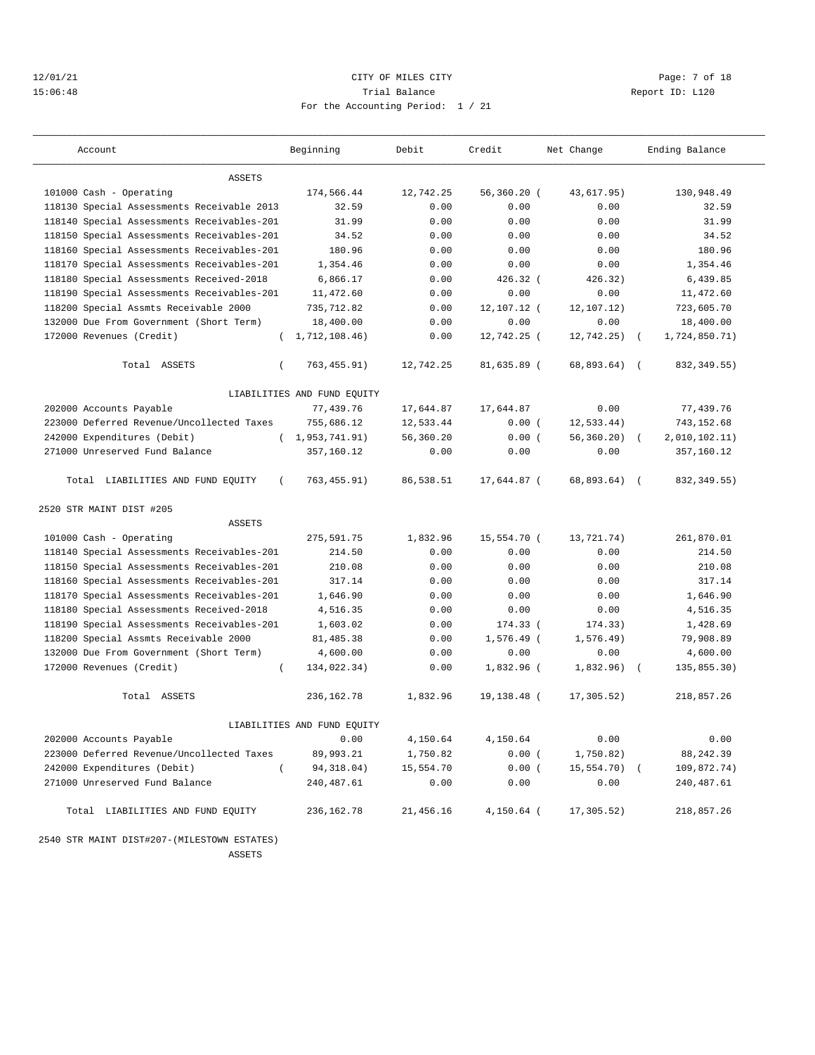12/01/21 CITY OF MILES CITY
15:06:48 Trial Balance Report ID: L120
For the Accounting Period: 1 / 21

| Account | Beginning | Debit | Credit | Net Change | Ending Balance |
|---|---|---|---|---|---|
| ASSETS | | | | | |
| 101000 Cash - Operating | 174,566.44 | 12,742.25 | 56,360.20 | (43,617.95) | 130,948.49 |
| 118130 Special Assessments Receivable 2013 | 32.59 | 0.00 | 0.00 | 0.00 | 32.59 |
| 118140 Special Assessments Receivables-201 | 31.99 | 0.00 | 0.00 | 0.00 | 31.99 |
| 118150 Special Assessments Receivables-201 | 34.52 | 0.00 | 0.00 | 0.00 | 34.52 |
| 118160 Special Assessments Receivables-201 | 180.96 | 0.00 | 0.00 | 0.00 | 180.96 |
| 118170 Special Assessments Receivables-201 | 1,354.46 | 0.00 | 0.00 | 0.00 | 1,354.46 |
| 118180 Special Assessments Received-2018 | 6,866.17 | 0.00 | 426.32 | (426.32) | 6,439.85 |
| 118190 Special Assessments Receivables-201 | 11,472.60 | 0.00 | 0.00 | 0.00 | 11,472.60 |
| 118200 Special Assmts Receivable 2000 | 735,712.82 | 0.00 | 12,107.12 | (12,107.12) | 723,605.70 |
| 132000 Due From Government (Short Term) | 18,400.00 | 0.00 | 0.00 | 0.00 | 18,400.00 |
| 172000 Revenues (Credit) | (1,712,108.46) | 0.00 | 12,742.25 | (12,742.25) | (1,724,850.71) |
| Total ASSETS | (763,455.91) | 12,742.25 | 81,635.89 | (68,893.64) | (832,349.55) |
| LIABILITIES AND FUND EQUITY | | | | | |
| 202000 Accounts Payable | 77,439.76 | 17,644.87 | 17,644.87 | 0.00 | 77,439.76 |
| 223000 Deferred Revenue/Uncollected Taxes | 755,686.12 | 12,533.44 | 0.00 | (12,533.44) | 743,152.68 |
| 242000 Expenditures (Debit) | (1,953,741.91) | 56,360.20 | 0.00 | (56,360.20) | (2,010,102.11) |
| 271000 Unreserved Fund Balance | 357,160.12 | 0.00 | 0.00 | 0.00 | 357,160.12 |
| Total LIABILITIES AND FUND EQUITY | (763,455.91) | 86,538.51 | 17,644.87 | (68,893.64) | (832,349.55) |
| **2520 STR MAINT DIST #205** | | | | | |
| ASSETS | | | | | |
| 101000 Cash - Operating | 275,591.75 | 1,832.96 | 15,554.70 | (13,721.74) | 261,870.01 |
| 118140 Special Assessments Receivables-201 | 214.50 | 0.00 | 0.00 | 0.00 | 214.50 |
| 118150 Special Assessments Receivables-201 | 210.08 | 0.00 | 0.00 | 0.00 | 210.08 |
| 118160 Special Assessments Receivables-201 | 317.14 | 0.00 | 0.00 | 0.00 | 317.14 |
| 118170 Special Assessments Receivables-201 | 1,646.90 | 0.00 | 0.00 | 0.00 | 1,646.90 |
| 118180 Special Assessments Received-2018 | 4,516.35 | 0.00 | 0.00 | 0.00 | 4,516.35 |
| 118190 Special Assessments Receivables-201 | 1,603.02 | 0.00 | 174.33 | (174.33) | 1,428.69 |
| 118200 Special Assmts Receivable 2000 | 81,485.38 | 0.00 | 1,576.49 | (1,576.49) | 79,908.89 |
| 132000 Due From Government (Short Term) | 4,600.00 | 0.00 | 0.00 | 0.00 | 4,600.00 |
| 172000 Revenues (Credit) | (134,022.34) | 0.00 | 1,832.96 | (1,832.96) | (135,855.30) |
| Total ASSETS | 236,162.78 | 1,832.96 | 19,138.48 | (17,305.52) | 218,857.26 |
| LIABILITIES AND FUND EQUITY | | | | | |
| 202000 Accounts Payable | 0.00 | 4,150.64 | 4,150.64 | 0.00 | 0.00 |
| 223000 Deferred Revenue/Uncollected Taxes | 89,993.21 | 1,750.82 | 0.00 | (1,750.82) | 88,242.39 |
| 242000 Expenditures (Debit) | (94,318.04) | 15,554.70 | 0.00 | (15,554.70) | (109,872.74) |
| 271000 Unreserved Fund Balance | 240,487.61 | 0.00 | 0.00 | 0.00 | 240,487.61 |
| Total LIABILITIES AND FUND EQUITY | 236,162.78 | 21,456.16 | 4,150.64 | (17,305.52) | 218,857.26 |
| **2540 STR MAINT DIST#207-(MILESTOWN ESTATES)** | | | | | |
| ASSETS | | | | | |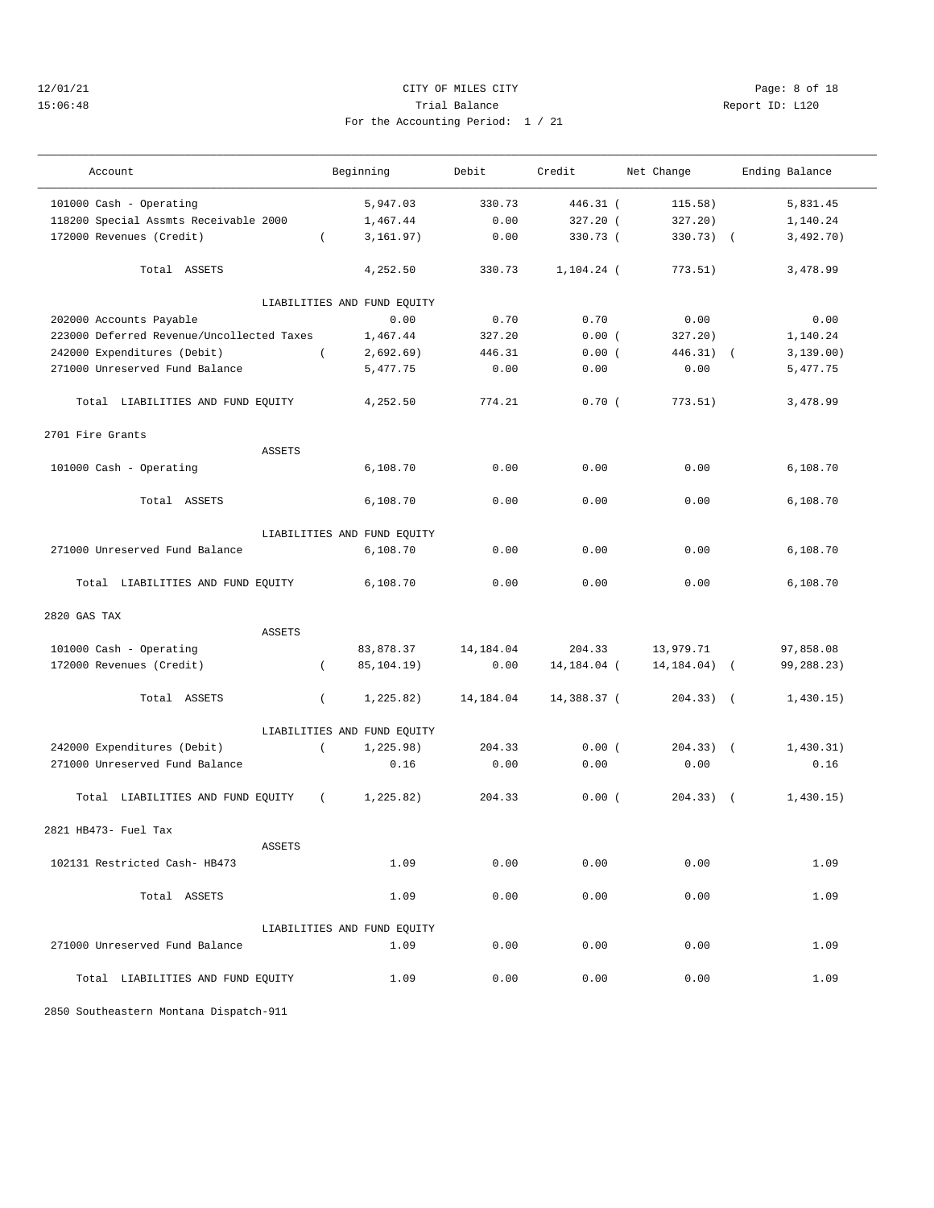CITY OF MILES CITY
Trial Balance
For the Accounting Period: 1 / 21

12/01/21
15:06:48

Report ID: L120

| Account | Beginning | Debit | Credit | Net Change | Ending Balance |
|---|---|---|---|---|---|
| 101000 Cash - Operating | 5,947.03 | 330.73 | 446.31 | ( 115.58) | 5,831.45 |
| 118200 Special Assmts Receivable 2000 | 1,467.44 | 0.00 | 327.20 | ( 327.20) | 1,140.24 |
| 172000 Revenues (Credit) | ( 3,161.97) | 0.00 | 330.73 | ( 330.73) | ( 3,492.70) |
| Total ASSETS | 4,252.50 | 330.73 | 1,104.24 | ( 773.51) | 3,478.99 |
| LIABILITIES AND FUND EQUITY | | | | | |
| 202000 Accounts Payable | 0.00 | 0.70 | 0.70 | 0.00 | 0.00 |
| 223000 Deferred Revenue/Uncollected Taxes | 1,467.44 | 327.20 | 0.00 | ( 327.20) | 1,140.24 |
| 242000 Expenditures (Debit) | ( 2,692.69) | 446.31 | 0.00 | ( 446.31) | ( 3,139.00) |
| 271000 Unreserved Fund Balance | 5,477.75 | 0.00 | 0.00 | 0.00 | 5,477.75 |
| Total LIABILITIES AND FUND EQUITY | 4,252.50 | 774.21 | 0.70 | ( 773.51) | 3,478.99 |
| **2701 Fire Grants** | | | | | |
| ASSETS | | | | | |
| 101000 Cash - Operating | 6,108.70 | 0.00 | 0.00 | 0.00 | 6,108.70 |
| Total ASSETS | 6,108.70 | 0.00 | 0.00 | 0.00 | 6,108.70 |
| LIABILITIES AND FUND EQUITY | | | | | |
| 271000 Unreserved Fund Balance | 6,108.70 | 0.00 | 0.00 | 0.00 | 6,108.70 |
| Total LIABILITIES AND FUND EQUITY | 6,108.70 | 0.00 | 0.00 | 0.00 | 6,108.70 |
| **2820 GAS TAX** | | | | | |
| ASSETS | | | | | |
| 101000 Cash - Operating | 83,878.37 | 14,184.04 | 204.33 | 13,979.71 | 97,858.08 |
| 172000 Revenues (Credit) | ( 85,104.19) | 0.00 | 14,184.04 | ( 14,184.04) | ( 99,288.23) |
| Total ASSETS | ( 1,225.82) | 14,184.04 | 14,388.37 | ( 204.33) | ( 1,430.15) |
| LIABILITIES AND FUND EQUITY | | | | | |
| 242000 Expenditures (Debit) | ( 1,225.98) | 204.33 | 0.00 | ( 204.33) | ( 1,430.31) |
| 271000 Unreserved Fund Balance | 0.16 | 0.00 | 0.00 | 0.00 | 0.16 |
| Total LIABILITIES AND FUND EQUITY | ( 1,225.82) | 204.33 | 0.00 | ( 204.33) | ( 1,430.15) |
| **2821 HB473- Fuel Tax** | | | | | |
| ASSETS | | | | | |
| 102131 Restricted Cash- HB473 | 1.09 | 0.00 | 0.00 | 0.00 | 1.09 |
| Total ASSETS | 1.09 | 0.00 | 0.00 | 0.00 | 1.09 |
| LIABILITIES AND FUND EQUITY | | | | | |
| 271000 Unreserved Fund Balance | 1.09 | 0.00 | 0.00 | 0.00 | 1.09 |
| Total LIABILITIES AND FUND EQUITY | 1.09 | 0.00 | 0.00 | 0.00 | 1.09 |

2850 Southeastern Montana Dispatch-911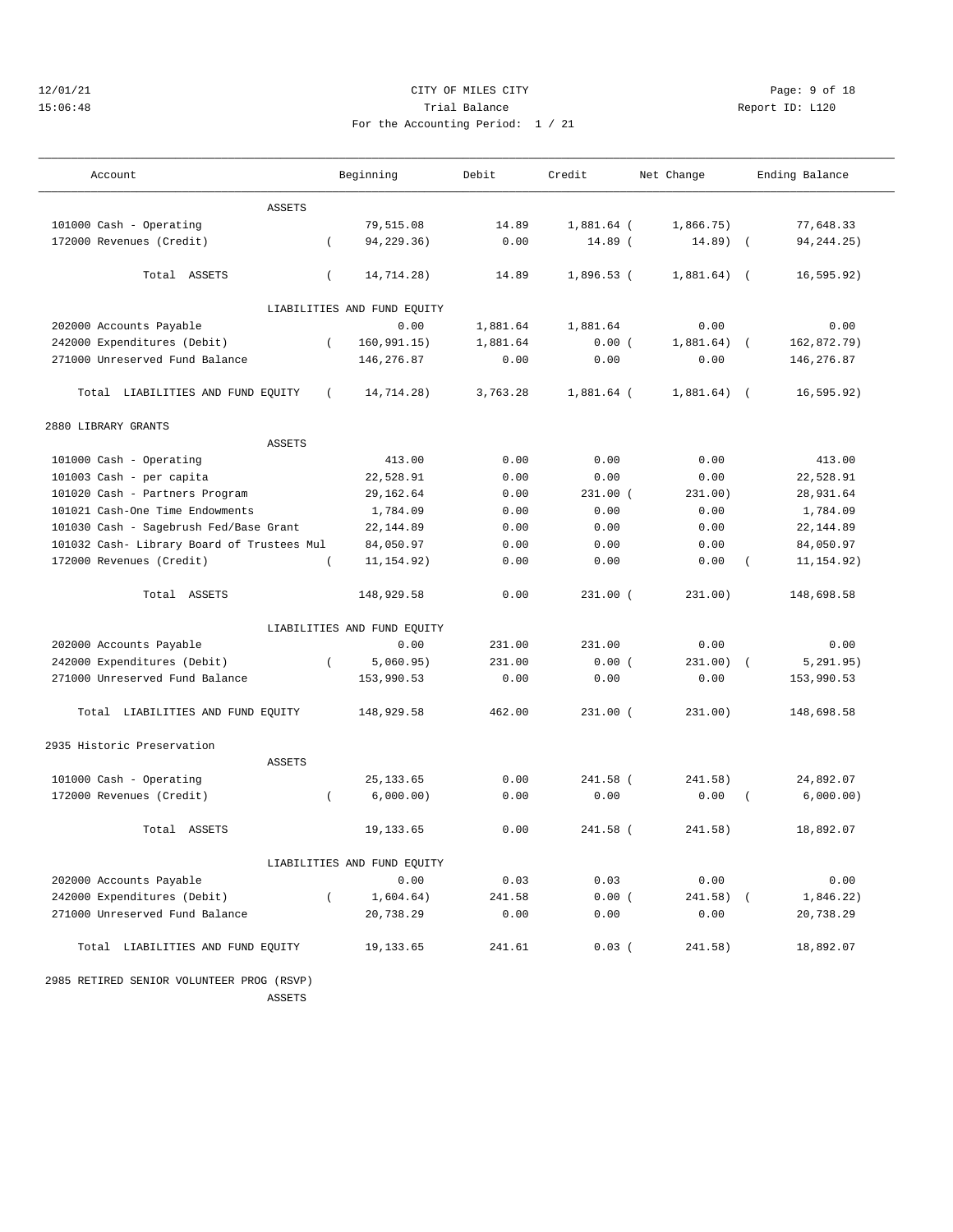12/01/21 CITY OF MILES CITY
15:06:48 Trial Balance Report ID: L120
For the Accounting Period: 1 / 21

| Account | Beginning | Debit | Credit | Net Change | Ending Balance |
|---|---|---|---|---|---|
| ASSETS | | | | | |
| 101000 Cash - Operating | 79,515.08 | 14.89 | 1,881.64 | (1,866.75) | 77,648.33 |
| 172000 Revenues (Credit) | (94,229.36) | 0.00 | 14.89 | (14.89) | (94,244.25) |
| Total ASSETS | (14,714.28) | 14.89 | 1,896.53 | (1,881.64) | (16,595.92) |
| LIABILITIES AND FUND EQUITY | | | | | |
| 202000 Accounts Payable | 0.00 | 1,881.64 | 1,881.64 | 0.00 | 0.00 |
| 242000 Expenditures (Debit) | (160,991.15) | 1,881.64 | 0.00 | (1,881.64) | (162,872.79) |
| 271000 Unreserved Fund Balance | 146,276.87 | 0.00 | 0.00 | 0.00 | 146,276.87 |
| Total LIABILITIES AND FUND EQUITY | (14,714.28) | 3,763.28 | 1,881.64 | (1,881.64) | (16,595.92) |
| **2880 LIBRARY GRANTS** | | | | | |
| ASSETS | | | | | |
| 101000 Cash - Operating | 413.00 | 0.00 | 0.00 | 0.00 | 413.00 |
| 101003 Cash - per capita | 22,528.91 | 0.00 | 0.00 | 0.00 | 22,528.91 |
| 101020 Cash - Partners Program | 29,162.64 | 0.00 | 231.00 | (231.00) | 28,931.64 |
| 101021 Cash-One Time Endowments | 1,784.09 | 0.00 | 0.00 | 0.00 | 1,784.09 |
| 101030 Cash - Sagebrush Fed/Base Grant | 22,144.89 | 0.00 | 0.00 | 0.00 | 22,144.89 |
| 101032 Cash- Library Board of Trustees Mul | 84,050.97 | 0.00 | 0.00 | 0.00 | 84,050.97 |
| 172000 Revenues (Credit) | (11,154.92) | 0.00 | 0.00 | 0.00 | (11,154.92) |
| Total ASSETS | 148,929.58 | 0.00 | 231.00 | (231.00) | 148,698.58 |
| LIABILITIES AND FUND EQUITY | | | | | |
| 202000 Accounts Payable | 0.00 | 231.00 | 231.00 | 0.00 | 0.00 |
| 242000 Expenditures (Debit) | (5,060.95) | 231.00 | 0.00 | (231.00) | (5,291.95) |
| 271000 Unreserved Fund Balance | 153,990.53 | 0.00 | 0.00 | 0.00 | 153,990.53 |
| Total LIABILITIES AND FUND EQUITY | 148,929.58 | 462.00 | 231.00 | (231.00) | 148,698.58 |
| **2935 Historic Preservation** | | | | | |
| ASSETS | | | | | |
| 101000 Cash - Operating | 25,133.65 | 0.00 | 241.58 | (241.58) | 24,892.07 |
| 172000 Revenues (Credit) | (6,000.00) | 0.00 | 0.00 | 0.00 | (6,000.00) |
| Total ASSETS | 19,133.65 | 0.00 | 241.58 | (241.58) | 18,892.07 |
| LIABILITIES AND FUND EQUITY | | | | | |
| 202000 Accounts Payable | 0.00 | 0.03 | 0.03 | 0.00 | 0.00 |
| 242000 Expenditures (Debit) | (1,604.64) | 241.58 | 0.00 | (241.58) | (1,846.22) |
| 271000 Unreserved Fund Balance | 20,738.29 | 0.00 | 0.00 | 0.00 | 20,738.29 |
| Total LIABILITIES AND FUND EQUITY | 19,133.65 | 241.61 | 0.03 | (241.58) | 18,892.07 |
| **2985 RETIRED SENIOR VOLUNTEER PROG (RSVP)** | | | | | |
| ASSETS | | | | | |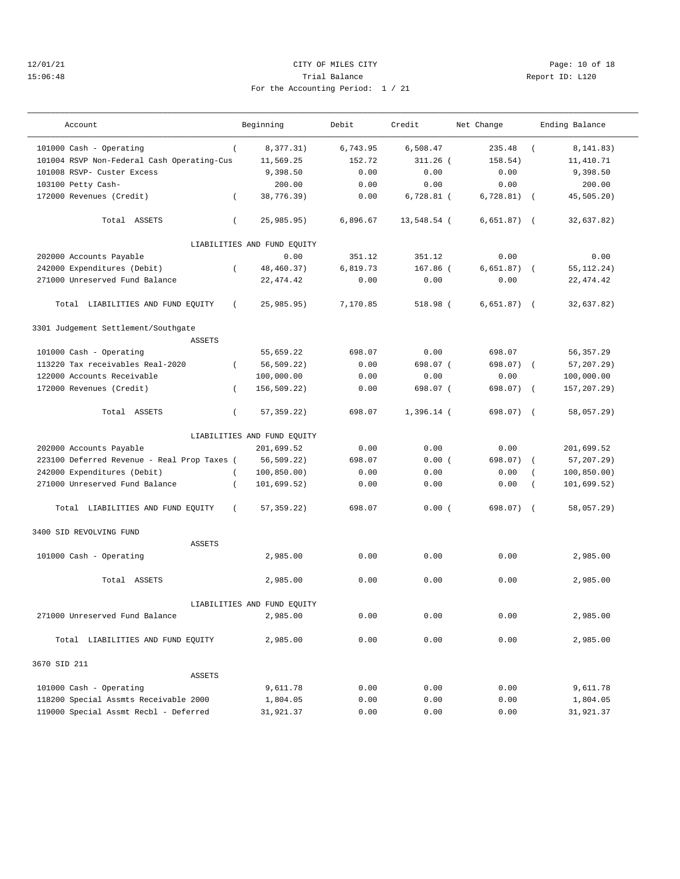12/01/21 CITY OF MILES CITY
15:06:48 Trial Balance Report ID: L120
For the Accounting Period: 1 / 21

| Account | Beginning | Debit | Credit | Net Change | Ending Balance |
|---|---|---|---|---|---|
| 101000 Cash - Operating | ( 8,377.31) | 6,743.95 | 6,508.47 | 235.48 | ( 8,141.83) |
| 101004 RSVP Non-Federal Cash Operating-Cus | 11,569.25 | 152.72 | 311.26 | ( 158.54) | 11,410.71 |
| 101008 RSVP- Custer Excess | 9,398.50 | 0.00 | 0.00 | 0.00 | 9,398.50 |
| 103100 Petty Cash- | 200.00 | 0.00 | 0.00 | 0.00 | 200.00 |
| 172000 Revenues (Credit) | ( 38,776.39) | 0.00 | 6,728.81 | ( 6,728.81) | ( 45,505.20) |
| Total ASSETS | ( 25,985.95) | 6,896.67 | 13,548.54 | ( 6,651.87) | ( 32,637.82) |
| LIABILITIES AND FUND EQUITY | | | | | |
| 202000 Accounts Payable | 0.00 | 351.12 | 351.12 | 0.00 | 0.00 |
| 242000 Expenditures (Debit) | ( 48,460.37) | 6,819.73 | 167.86 | ( 6,651.87) | ( 55,112.24) |
| 271000 Unreserved Fund Balance | 22,474.42 | 0.00 | 0.00 | 0.00 | 22,474.42 |
| Total LIABILITIES AND FUND EQUITY | ( 25,985.95) | 7,170.85 | 518.98 | ( 6,651.87) | ( 32,637.82) |
| **3301 Judgement Settlement/Southgate** | | | | | |
| ASSETS | | | | | |
| 101000 Cash - Operating | 55,659.22 | 698.07 | 0.00 | 698.07 | 56,357.29 |
| 113220 Tax receivables Real-2020 | ( 56,509.22) | 0.00 | 698.07 | ( 698.07) | ( 57,207.29) |
| 122000 Accounts Receivable | 100,000.00 | 0.00 | 0.00 | 0.00 | 100,000.00 |
| 172000 Revenues (Credit) | ( 156,509.22) | 0.00 | 698.07 | ( 698.07) | ( 157,207.29) |
| Total ASSETS | ( 57,359.22) | 698.07 | 1,396.14 | ( 698.07) | ( 58,057.29) |
| LIABILITIES AND FUND EQUITY | | | | | |
| 202000 Accounts Payable | 201,699.52 | 0.00 | 0.00 | 0.00 | 201,699.52 |
| 223100 Deferred Revenue - Real Prop Taxes | ( 56,509.22) | 698.07 | 0.00 | ( 698.07) | ( 57,207.29) |
| 242000 Expenditures (Debit) | ( 100,850.00) | 0.00 | 0.00 | 0.00 | ( 100,850.00) |
| 271000 Unreserved Fund Balance | ( 101,699.52) | 0.00 | 0.00 | 0.00 | ( 101,699.52) |
| Total LIABILITIES AND FUND EQUITY | ( 57,359.22) | 698.07 | 0.00 | ( 698.07) | ( 58,057.29) |
| **3400 SID REVOLVING FUND** | | | | | |
| ASSETS | | | | | |
| 101000 Cash - Operating | 2,985.00 | 0.00 | 0.00 | 0.00 | 2,985.00 |
| Total ASSETS | 2,985.00 | 0.00 | 0.00 | 0.00 | 2,985.00 |
| LIABILITIES AND FUND EQUITY | | | | | |
| 271000 Unreserved Fund Balance | 2,985.00 | 0.00 | 0.00 | 0.00 | 2,985.00 |
| Total LIABILITIES AND FUND EQUITY | 2,985.00 | 0.00 | 0.00 | 0.00 | 2,985.00 |
| **3670 SID 211** | | | | | |
| ASSETS | | | | | |
| 101000 Cash - Operating | 9,611.78 | 0.00 | 0.00 | 0.00 | 9,611.78 |
| 118200 Special Assmts Receivable 2000 | 1,804.05 | 0.00 | 0.00 | 0.00 | 1,804.05 |
| 119000 Special Assmt Recbl - Deferred | 31,921.37 | 0.00 | 0.00 | 0.00 | 31,921.37 |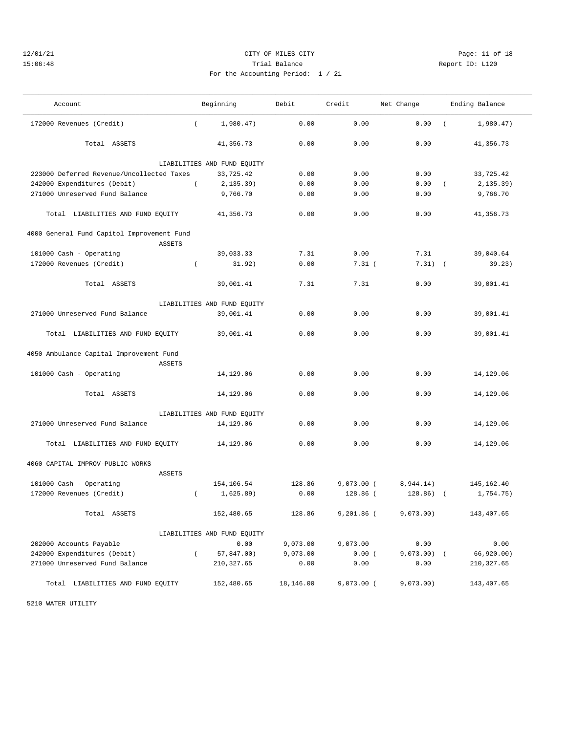CITY OF MILES CITY
Trial Balance
For the Accounting Period: 1 / 21

12/01/21
15:06:48

Report ID: L120

| Account | Beginning | Debit | Credit | Net Change | Ending Balance |
|---|---|---|---|---|---|
| 172000 Revenues (Credit) | ( 1,980.47) | 0.00 | 0.00 | 0.00 | ( 1,980.47) |
| Total ASSETS | 41,356.73 | 0.00 | 0.00 | 0.00 | 41,356.73 |
| LIABILITIES AND FUND EQUITY | | | | | |
| 223000 Deferred Revenue/Uncollected Taxes | 33,725.42 | 0.00 | 0.00 | 0.00 | 33,725.42 |
| 242000 Expenditures (Debit) | ( 2,135.39) | 0.00 | 0.00 | 0.00 | ( 2,135.39) |
| 271000 Unreserved Fund Balance | 9,766.70 | 0.00 | 0.00 | 0.00 | 9,766.70 |
| Total LIABILITIES AND FUND EQUITY | 41,356.73 | 0.00 | 0.00 | 0.00 | 41,356.73 |
| **4000 General Fund Capitol Improvement Fund** | | | | | |
| ASSETS | | | | | |
| 101000 Cash - Operating | 39,033.33 | 7.31 | 0.00 | 7.31 | 39,040.64 |
| 172000 Revenues (Credit) | ( 31.92) | 0.00 | 7.31 | ( 7.31) | ( 39.23) |
| Total ASSETS | 39,001.41 | 7.31 | 7.31 | 0.00 | 39,001.41 |
| LIABILITIES AND FUND EQUITY | | | | | |
| 271000 Unreserved Fund Balance | 39,001.41 | 0.00 | 0.00 | 0.00 | 39,001.41 |
| Total LIABILITIES AND FUND EQUITY | 39,001.41 | 0.00 | 0.00 | 0.00 | 39,001.41 |
| **4050 Ambulance Capital Improvement Fund** | | | | | |
| ASSETS | | | | | |
| 101000 Cash - Operating | 14,129.06 | 0.00 | 0.00 | 0.00 | 14,129.06 |
| Total ASSETS | 14,129.06 | 0.00 | 0.00 | 0.00 | 14,129.06 |
| LIABILITIES AND FUND EQUITY | | | | | |
| 271000 Unreserved Fund Balance | 14,129.06 | 0.00 | 0.00 | 0.00 | 14,129.06 |
| Total LIABILITIES AND FUND EQUITY | 14,129.06 | 0.00 | 0.00 | 0.00 | 14,129.06 |
| **4060 CAPITAL IMPROV-PUBLIC WORKS** | | | | | |
| ASSETS | | | | | |
| 101000 Cash - Operating | 154,106.54 | 128.86 | 9,073.00 | ( 8,944.14) | 145,162.40 |
| 172000 Revenues (Credit) | ( 1,625.89) | 0.00 | 128.86 | ( 128.86) | ( 1,754.75) |
| Total ASSETS | 152,480.65 | 128.86 | 9,201.86 | ( 9,073.00) | 143,407.65 |
| LIABILITIES AND FUND EQUITY | | | | | |
| 202000 Accounts Payable | 0.00 | 9,073.00 | 9,073.00 | 0.00 | 0.00 |
| 242000 Expenditures (Debit) | ( 57,847.00) | 9,073.00 | 0.00 | ( 9,073.00) | ( 66,920.00) |
| 271000 Unreserved Fund Balance | 210,327.65 | 0.00 | 0.00 | 0.00 | 210,327.65 |
| Total LIABILITIES AND FUND EQUITY | 152,480.65 | 18,146.00 | 9,073.00 | ( 9,073.00) | 143,407.65 |

5210 WATER UTILITY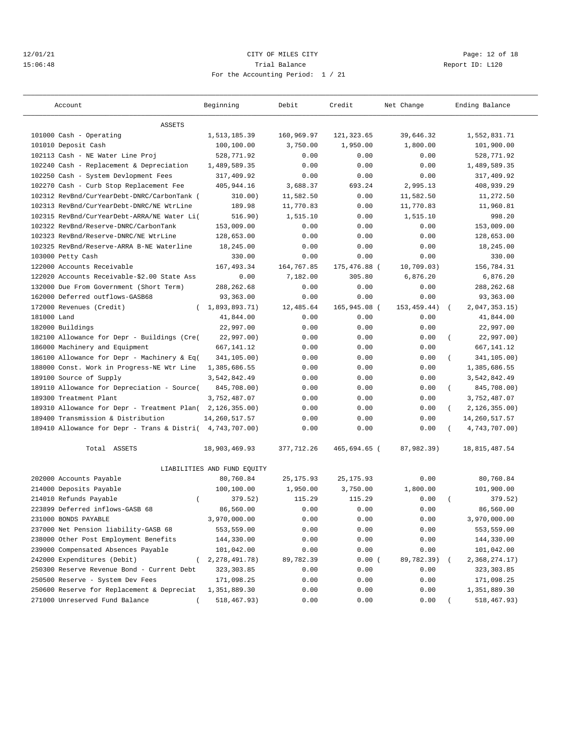12/01/21 CITY OF MILES CITY
15:06:48 Trial Balance Report ID: L120

For the Accounting Period: 1 / 21

| Account | Beginning | Debit | Credit | Net Change | Ending Balance |
|---|---|---|---|---|---|
| ASSETS | | | | | |
| 101000 Cash - Operating | 1,513,185.39 | 160,969.97 | 121,323.65 | 39,646.32 | 1,552,831.71 |
| 101010 Deposit Cash | 100,100.00 | 3,750.00 | 1,950.00 | 1,800.00 | 101,900.00 |
| 102113 Cash - NE Water Line Proj | 528,771.92 | 0.00 | 0.00 | 0.00 | 528,771.92 |
| 102240 Cash - Replacement & Depreciation | 1,489,589.35 | 0.00 | 0.00 | 0.00 | 1,489,589.35 |
| 102250 Cash - System Devlopment Fees | 317,409.92 | 0.00 | 0.00 | 0.00 | 317,409.92 |
| 102270 Cash - Curb Stop Replacement Fee | 405,944.16 | 3,688.37 | 693.24 | 2,995.13 | 408,939.29 |
| 102312 RevBnd/CurYearDebt-DNRC/CarbonTank | ( 310.00) | 11,582.50 | 0.00 | 11,582.50 | 11,272.50 |
| 102313 RevBnd/CurYearDebt-DNRC/NE WtrLine | 189.98 | 11,770.83 | 0.00 | 11,770.83 | 11,960.81 |
| 102315 RevBnd/CurYearDebt-ARRA/NE Water Li | ( 516.90) | 1,515.10 | 0.00 | 1,515.10 | 998.20 |
| 102322 RevBnd/Reserve-DNRC/CarbonTank | 153,009.00 | 0.00 | 0.00 | 0.00 | 153,009.00 |
| 102323 RevBnd/Reserve-DNRC/NE WtrLine | 128,653.00 | 0.00 | 0.00 | 0.00 | 128,653.00 |
| 102325 RevBnd/Reserve-ARRA B-NE Waterline | 18,245.00 | 0.00 | 0.00 | 0.00 | 18,245.00 |
| 103000 Petty Cash | 330.00 | 0.00 | 0.00 | 0.00 | 330.00 |
| 122000 Accounts Receivable | 167,493.34 | 164,767.85 | 175,476.88 | ( 10,709.03) | 156,784.31 |
| 122020 Accounts Receivable-$2.00 State Ass | 0.00 | 7,182.00 | 305.80 | 6,876.20 | 6,876.20 |
| 132000 Due From Government (Short Term) | 288,262.68 | 0.00 | 0.00 | 0.00 | 288,262.68 |
| 162000 Deferred outflows-GASB68 | 93,363.00 | 0.00 | 0.00 | 0.00 | 93,363.00 |
| 172000 Revenues (Credit) | ( 1,893,893.71) | 12,485.64 | 165,945.08 | ( 153,459.44) | ( 2,047,353.15) |
| 181000 Land | 41,844.00 | 0.00 | 0.00 | 0.00 | 41,844.00 |
| 182000 Buildings | 22,997.00 | 0.00 | 0.00 | 0.00 | 22,997.00 |
| 182100 Allowance for Depr - Buildings (Cre | ( 22,997.00) | 0.00 | 0.00 | 0.00 | ( 22,997.00) |
| 186000 Machinery and Equipment | 667,141.12 | 0.00 | 0.00 | 0.00 | 667,141.12 |
| 186100 Allowance for Depr - Machinery & Eq | ( 341,105.00) | 0.00 | 0.00 | 0.00 | ( 341,105.00) |
| 188000 Const. Work in Progress-NE Wtr Line | 1,385,686.55 | 0.00 | 0.00 | 0.00 | 1,385,686.55 |
| 189100 Source of Supply | 3,542,842.49 | 0.00 | 0.00 | 0.00 | 3,542,842.49 |
| 189110 Allowance for Depreciation - Source | ( 845,708.00) | 0.00 | 0.00 | 0.00 | ( 845,708.00) |
| 189300 Treatment Plant | 3,752,487.07 | 0.00 | 0.00 | 0.00 | 3,752,487.07 |
| 189310 Allowance for Depr - Treatment Plan | ( 2,126,355.00) | 0.00 | 0.00 | 0.00 | ( 2,126,355.00) |
| 189400 Transmission & Distribution | 14,260,517.57 | 0.00 | 0.00 | 0.00 | 14,260,517.57 |
| 189410 Allowance for Depr - Trans & Distri | ( 4,743,707.00) | 0.00 | 0.00 | 0.00 | ( 4,743,707.00) |
| Total ASSETS | 18,903,469.93 | 377,712.26 | 465,694.65 | ( 87,982.39) | 18,815,487.54 |
| LIABILITIES AND FUND EQUITY | | | | | |
| 202000 Accounts Payable | 80,760.84 | 25,175.93 | 25,175.93 | 0.00 | 80,760.84 |
| 214000 Deposits Payable | 100,100.00 | 1,950.00 | 3,750.00 | 1,800.00 | 101,900.00 |
| 214010 Refunds Payable | ( 379.52) | 115.29 | 115.29 | 0.00 | ( 379.52) |
| 223899 Deferred inflows-GASB 68 | 86,560.00 | 0.00 | 0.00 | 0.00 | 86,560.00 |
| 231000 BONDS PAYABLE | 3,970,000.00 | 0.00 | 0.00 | 0.00 | 3,970,000.00 |
| 237000 Net Pension liability-GASB 68 | 553,559.00 | 0.00 | 0.00 | 0.00 | 553,559.00 |
| 238000 Other Post Employment Benefits | 144,330.00 | 0.00 | 0.00 | 0.00 | 144,330.00 |
| 239000 Compensated Absences Payable | 101,042.00 | 0.00 | 0.00 | 0.00 | 101,042.00 |
| 242000 Expenditures (Debit) | ( 2,278,491.78) | 89,782.39 | 0.00 | ( 89,782.39) | ( 2,368,274.17) |
| 250300 Reserve Revenue Bond - Current Debt | 323,303.85 | 0.00 | 0.00 | 0.00 | 323,303.85 |
| 250500 Reserve - System Dev Fees | 171,098.25 | 0.00 | 0.00 | 0.00 | 171,098.25 |
| 250600 Reserve for Replacement & Depreciat | 1,351,889.30 | 0.00 | 0.00 | 0.00 | 1,351,889.30 |
| 271000 Unreserved Fund Balance | ( 518,467.93) | 0.00 | 0.00 | 0.00 | ( 518,467.93) |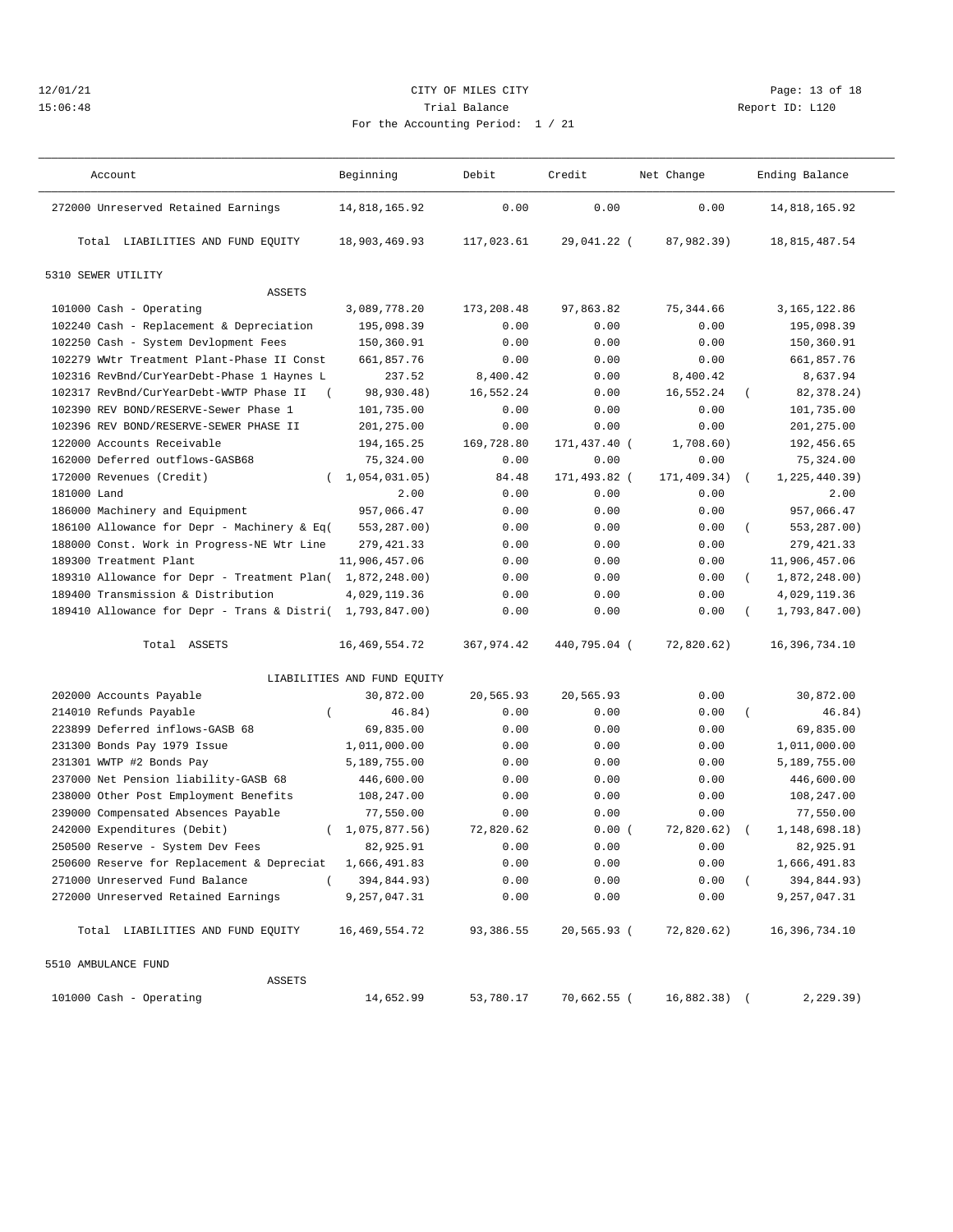12/01/21 CITY OF MILES CITY
15:06:48 Trial Balance Report ID: L120
For the Accounting Period: 1 / 21

| Account | Beginning | Debit | Credit | Net Change | Ending Balance |
|---|---|---|---|---|---|
| 272000 Unreserved Retained Earnings | 14,818,165.92 | 0.00 | 0.00 | 0.00 | 14,818,165.92 |
| Total LIABILITIES AND FUND EQUITY | 18,903,469.93 | 117,023.61 | 29,041.22 | ( 87,982.39) | 18,815,487.54 |
| 5310 SEWER UTILITY | | | | | |
| ASSETS | | | | | |
| 101000 Cash - Operating | 3,089,778.20 | 173,208.48 | 97,863.82 | 75,344.66 | 3,165,122.86 |
| 102240 Cash - Replacement & Depreciation | 195,098.39 | 0.00 | 0.00 | 0.00 | 195,098.39 |
| 102250 Cash - System Devlopment Fees | 150,360.91 | 0.00 | 0.00 | 0.00 | 150,360.91 |
| 102279 WWtr Treatment Plant-Phase II Const | 661,857.76 | 0.00 | 0.00 | 0.00 | 661,857.76 |
| 102316 RevBnd/CurYearDebt-Phase 1 Haynes L | 237.52 | 8,400.42 | 0.00 | 8,400.42 | 8,637.94 |
| 102317 RevBnd/CurYearDebt-WWTP Phase II | ( 98,930.48) | 16,552.24 | 0.00 | 16,552.24 | ( 82,378.24) |
| 102390 REV BOND/RESERVE-Sewer Phase 1 | 101,735.00 | 0.00 | 0.00 | 0.00 | 101,735.00 |
| 102396 REV BOND/RESERVE-SEWER PHASE II | 201,275.00 | 0.00 | 0.00 | 0.00 | 201,275.00 |
| 122000 Accounts Receivable | 194,165.25 | 169,728.80 | 171,437.40 | ( 1,708.60) | 192,456.65 |
| 162000 Deferred outflows-GASB68 | 75,324.00 | 0.00 | 0.00 | 0.00 | 75,324.00 |
| 172000 Revenues (Credit) | ( 1,054,031.05) | 84.48 | 171,493.82 | ( 171,409.34) | ( 1,225,440.39) |
| 181000 Land | 2.00 | 0.00 | 0.00 | 0.00 | 2.00 |
| 186000 Machinery and Equipment | 957,066.47 | 0.00 | 0.00 | 0.00 | 957,066.47 |
| 186100 Allowance for Depr - Machinery & Eq | ( 553,287.00) | 0.00 | 0.00 | 0.00 | ( 553,287.00) |
| 188000 Const. Work in Progress-NE Wtr Line | 279,421.33 | 0.00 | 0.00 | 0.00 | 279,421.33 |
| 189300 Treatment Plant | 11,906,457.06 | 0.00 | 0.00 | 0.00 | 11,906,457.06 |
| 189310 Allowance for Depr - Treatment Plan | ( 1,872,248.00) | 0.00 | 0.00 | 0.00 | ( 1,872,248.00) |
| 189400 Transmission & Distribution | 4,029,119.36 | 0.00 | 0.00 | 0.00 | 4,029,119.36 |
| 189410 Allowance for Depr - Trans & Distri | ( 1,793,847.00) | 0.00 | 0.00 | 0.00 | ( 1,793,847.00) |
| Total ASSETS | 16,469,554.72 | 367,974.42 | 440,795.04 | ( 72,820.62) | 16,396,734.10 |
| LIABILITIES AND FUND EQUITY | | | | | |
| 202000 Accounts Payable | 30,872.00 | 20,565.93 | 20,565.93 | 0.00 | 30,872.00 |
| 214010 Refunds Payable | ( 46.84) | 0.00 | 0.00 | 0.00 | ( 46.84) |
| 223899 Deferred inflows-GASB 68 | 69,835.00 | 0.00 | 0.00 | 0.00 | 69,835.00 |
| 231300 Bonds Pay 1979 Issue | 1,011,000.00 | 0.00 | 0.00 | 0.00 | 1,011,000.00 |
| 231301 WWTP #2 Bonds Pay | 5,189,755.00 | 0.00 | 0.00 | 0.00 | 5,189,755.00 |
| 237000 Net Pension liability-GASB 68 | 446,600.00 | 0.00 | 0.00 | 0.00 | 446,600.00 |
| 238000 Other Post Employment Benefits | 108,247.00 | 0.00 | 0.00 | 0.00 | 108,247.00 |
| 239000 Compensated Absences Payable | 77,550.00 | 0.00 | 0.00 | 0.00 | 77,550.00 |
| 242000 Expenditures (Debit) | ( 1,075,877.56) | 72,820.62 | 0.00 | ( 72,820.62) | ( 1,148,698.18) |
| 250500 Reserve - System Dev Fees | 82,925.91 | 0.00 | 0.00 | 0.00 | 82,925.91 |
| 250600 Reserve for Replacement & Depreciat | 1,666,491.83 | 0.00 | 0.00 | 0.00 | 1,666,491.83 |
| 271000 Unreserved Fund Balance | ( 394,844.93) | 0.00 | 0.00 | 0.00 | ( 394,844.93) |
| 272000 Unreserved Retained Earnings | 9,257,047.31 | 0.00 | 0.00 | 0.00 | 9,257,047.31 |
| Total LIABILITIES AND FUND EQUITY | 16,469,554.72 | 93,386.55 | 20,565.93 | ( 72,820.62) | 16,396,734.10 |
| 5510 AMBULANCE FUND | | | | | |
| ASSETS | | | | | |
| 101000 Cash - Operating | 14,652.99 | 53,780.17 | 70,662.55 | ( 16,882.38) | ( 2,229.39) |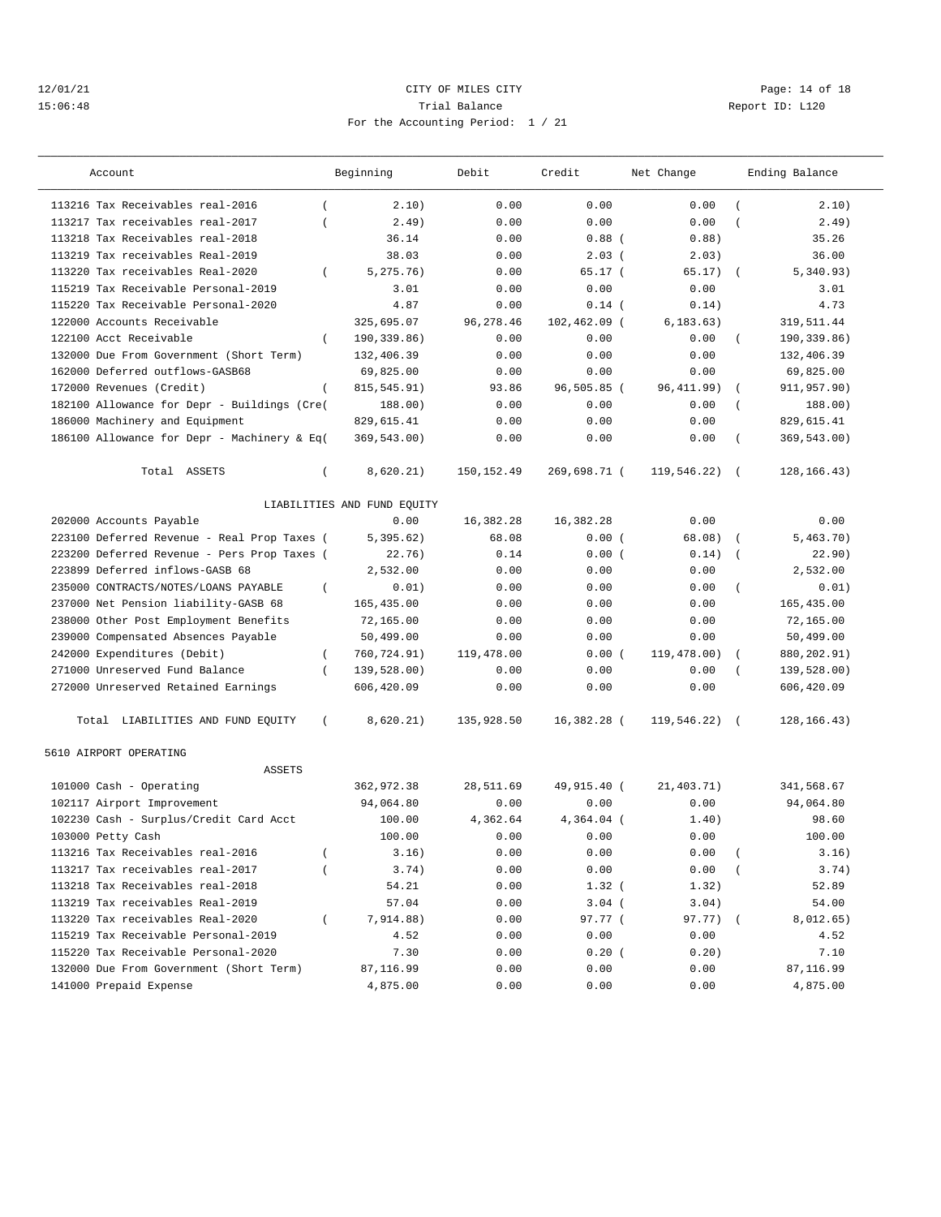12/01/21 CITY OF MILES CITY
15:06:48 Trial Balance Report ID: L120
For the Accounting Period: 1 / 21

| Account | Beginning | Debit | Credit | Net Change | Ending Balance |
|---|---|---|---|---|---|
| 113216 Tax Receivables real-2016 | ( 2.10) | 0.00 | 0.00 | 0.00 | ( 2.10) |
| 113217 Tax receivables real-2017 | ( 2.49) | 0.00 | 0.00 | 0.00 | ( 2.49) |
| 113218 Tax Receivables real-2018 | 36.14 | 0.00 | 0.88 | ( 0.88) | 35.26 |
| 113219 Tax receivables Real-2019 | 38.03 | 0.00 | 2.03 | ( 2.03) | 36.00 |
| 113220 Tax receivables Real-2020 | ( 5,275.76) | 0.00 | 65.17 | ( 65.17) | ( 5,340.93) |
| 115219 Tax Receivable Personal-2019 | 3.01 | 0.00 | 0.00 | 0.00 | 3.01 |
| 115220 Tax Receivable Personal-2020 | 4.87 | 0.00 | 0.14 | ( 0.14) | 4.73 |
| 122000 Accounts Receivable | 325,695.07 | 96,278.46 | 102,462.09 | ( 6,183.63) | 319,511.44 |
| 122100 Acct Receivable | ( 190,339.86) | 0.00 | 0.00 | 0.00 | ( 190,339.86) |
| 132000 Due From Government (Short Term) | 132,406.39 | 0.00 | 0.00 | 0.00 | 132,406.39 |
| 162000 Deferred outflows-GASB68 | 69,825.00 | 0.00 | 0.00 | 0.00 | 69,825.00 |
| 172000 Revenues (Credit) | ( 815,545.91) | 93.86 | 96,505.85 | ( 96,411.99) | ( 911,957.90) |
| 182100 Allowance for Depr - Buildings (Cre( | 188.00) | 0.00 | 0.00 | 0.00 | ( 188.00) |
| 186000 Machinery and Equipment | 829,615.41 | 0.00 | 0.00 | 0.00 | 829,615.41 |
| 186100 Allowance for Depr - Machinery & Eq( | 369,543.00) | 0.00 | 0.00 | 0.00 | ( 369,543.00) |
| Total ASSETS | ( 8,620.21) | 150,152.49 | 269,698.71 | ( 119,546.22) | ( 128,166.43) |
| LIABILITIES AND FUND EQUITY | | | | | |
| 202000 Accounts Payable | 0.00 | 16,382.28 | 16,382.28 | 0.00 | 0.00 |
| 223100 Deferred Revenue - Real Prop Taxes ( | 5,395.62) | 68.08 | 0.00 | ( 68.08) | ( 5,463.70) |
| 223200 Deferred Revenue - Pers Prop Taxes ( | 22.76) | 0.14 | 0.00 | ( 0.14) | ( 22.90) |
| 223899 Deferred inflows-GASB 68 | 2,532.00 | 0.00 | 0.00 | 0.00 | 2,532.00 |
| 235000 CONTRACTS/NOTES/LOANS PAYABLE | ( 0.01) | 0.00 | 0.00 | 0.00 | ( 0.01) |
| 237000 Net Pension liability-GASB 68 | 165,435.00 | 0.00 | 0.00 | 0.00 | 165,435.00 |
| 238000 Other Post Employment Benefits | 72,165.00 | 0.00 | 0.00 | 0.00 | 72,165.00 |
| 239000 Compensated Absences Payable | 50,499.00 | 0.00 | 0.00 | 0.00 | 50,499.00 |
| 242000 Expenditures (Debit) | ( 760,724.91) | 119,478.00 | 0.00 | ( 119,478.00) | ( 880,202.91) |
| 271000 Unreserved Fund Balance | ( 139,528.00) | 0.00 | 0.00 | 0.00 | ( 139,528.00) |
| 272000 Unreserved Retained Earnings | 606,420.09 | 0.00 | 0.00 | 0.00 | 606,420.09 |
| Total LIABILITIES AND FUND EQUITY | ( 8,620.21) | 135,928.50 | 16,382.28 | ( 119,546.22) | ( 128,166.43) |
| 5610 AIRPORT OPERATING | | | | | |
| ASSETS | | | | | |
| 101000 Cash - Operating | 362,972.38 | 28,511.69 | 49,915.40 | ( 21,403.71) | 341,568.67 |
| 102117 Airport Improvement | 94,064.80 | 0.00 | 0.00 | 0.00 | 94,064.80 |
| 102230 Cash - Surplus/Credit Card Acct | 100.00 | 4,362.64 | 4,364.04 | ( 1.40) | 98.60 |
| 103000 Petty Cash | 100.00 | 0.00 | 0.00 | 0.00 | 100.00 |
| 113216 Tax Receivables real-2016 | ( 3.16) | 0.00 | 0.00 | 0.00 | ( 3.16) |
| 113217 Tax receivables real-2017 | ( 3.74) | 0.00 | 0.00 | 0.00 | ( 3.74) |
| 113218 Tax Receivables real-2018 | 54.21 | 0.00 | 1.32 | ( 1.32) | 52.89 |
| 113219 Tax receivables Real-2019 | 57.04 | 0.00 | 3.04 | ( 3.04) | 54.00 |
| 113220 Tax receivables Real-2020 | ( 7,914.88) | 0.00 | 97.77 | ( 97.77) | ( 8,012.65) |
| 115219 Tax Receivable Personal-2019 | 4.52 | 0.00 | 0.00 | 0.00 | 4.52 |
| 115220 Tax Receivable Personal-2020 | 7.30 | 0.00 | 0.20 | ( 0.20) | 7.10 |
| 132000 Due From Government (Short Term) | 87,116.99 | 0.00 | 0.00 | 0.00 | 87,116.99 |
| 141000 Prepaid Expense | 4,875.00 | 0.00 | 0.00 | 0.00 | 4,875.00 |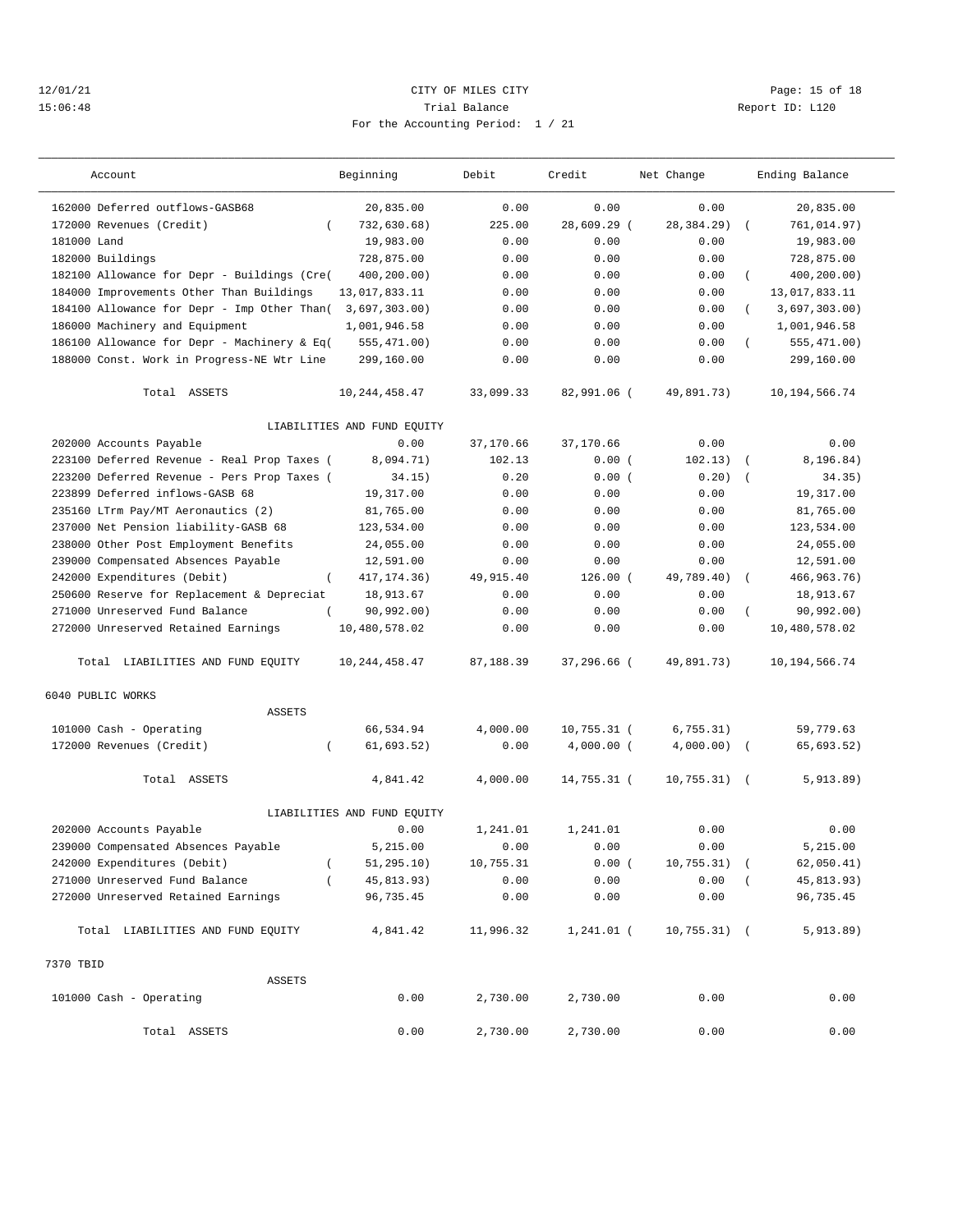12/01/21 CITY OF MILES CITY
15:06:48 Trial Balance Report ID: L120
For the Accounting Period: 1 / 21

| Account | Beginning | Debit | Credit | Net Change | Ending Balance |
|---|---|---|---|---|---|
| 162000 Deferred outflows-GASB68 | 20,835.00 | 0.00 | 0.00 | 0.00 | 20,835.00 |
| 172000 Revenues (Credit) | ( 732,630.68) | 225.00 | 28,609.29 | ( 28,384.29) | ( 761,014.97) |
| 181000 Land | 19,983.00 | 0.00 | 0.00 | 0.00 | 19,983.00 |
| 182000 Buildings | 728,875.00 | 0.00 | 0.00 | 0.00 | 728,875.00 |
| 182100 Allowance for Depr - Buildings (Cre | ( 400,200.00) | 0.00 | 0.00 | 0.00 | ( 400,200.00) |
| 184000 Improvements Other Than Buildings | 13,017,833.11 | 0.00 | 0.00 | 0.00 | 13,017,833.11 |
| 184100 Allowance for Depr - Imp Other Than | ( 3,697,303.00) | 0.00 | 0.00 | 0.00 | ( 3,697,303.00) |
| 186000 Machinery and Equipment | 1,001,946.58 | 0.00 | 0.00 | 0.00 | 1,001,946.58 |
| 186100 Allowance for Depr - Machinery & Eq | ( 555,471.00) | 0.00 | 0.00 | 0.00 | ( 555,471.00) |
| 188000 Const. Work in Progress-NE Wtr Line | 299,160.00 | 0.00 | 0.00 | 0.00 | 299,160.00 |
| Total ASSETS | 10,244,458.47 | 33,099.33 | 82,991.06 | ( 49,891.73) | 10,194,566.74 |
| LIABILITIES AND FUND EQUITY | | | | | |
| 202000 Accounts Payable | 0.00 | 37,170.66 | 37,170.66 | 0.00 | 0.00 |
| 223100 Deferred Revenue - Real Prop Taxes | ( 8,094.71) | 102.13 | 0.00 | ( 102.13) | ( 8,196.84) |
| 223200 Deferred Revenue - Pers Prop Taxes | ( 34.15) | 0.20 | 0.00 | ( 0.20) | ( 34.35) |
| 223899 Deferred inflows-GASB 68 | 19,317.00 | 0.00 | 0.00 | 0.00 | 19,317.00 |
| 235160 LTrm Pay/MT Aeronautics (2) | 81,765.00 | 0.00 | 0.00 | 0.00 | 81,765.00 |
| 237000 Net Pension liability-GASB 68 | 123,534.00 | 0.00 | 0.00 | 0.00 | 123,534.00 |
| 238000 Other Post Employment Benefits | 24,055.00 | 0.00 | 0.00 | 0.00 | 24,055.00 |
| 239000 Compensated Absences Payable | 12,591.00 | 0.00 | 0.00 | 0.00 | 12,591.00 |
| 242000 Expenditures (Debit) | ( 417,174.36) | 49,915.40 | 126.00 | ( 49,789.40) | ( 466,963.76) |
| 250600 Reserve for Replacement & Depreciat | 18,913.67 | 0.00 | 0.00 | 0.00 | 18,913.67 |
| 271000 Unreserved Fund Balance | ( 90,992.00) | 0.00 | 0.00 | 0.00 | ( 90,992.00) |
| 272000 Unreserved Retained Earnings | 10,480,578.02 | 0.00 | 0.00 | 0.00 | 10,480,578.02 |
| Total LIABILITIES AND FUND EQUITY | 10,244,458.47 | 87,188.39 | 37,296.66 | ( 49,891.73) | 10,194,566.74 |
| **6040 PUBLIC WORKS** | | | | | |
| ASSETS | | | | | |
| 101000 Cash - Operating | 66,534.94 | 4,000.00 | 10,755.31 | ( 6,755.31) | 59,779.63 |
| 172000 Revenues (Credit) | ( 61,693.52) | 0.00 | 4,000.00 | ( 4,000.00) | ( 65,693.52) |
| Total ASSETS | 4,841.42 | 4,000.00 | 14,755.31 | ( 10,755.31) | ( 5,913.89) |
| LIABILITIES AND FUND EQUITY | | | | | |
| 202000 Accounts Payable | 0.00 | 1,241.01 | 1,241.01 | 0.00 | 0.00 |
| 239000 Compensated Absences Payable | 5,215.00 | 0.00 | 0.00 | 0.00 | 5,215.00 |
| 242000 Expenditures (Debit) | ( 51,295.10) | 10,755.31 | 0.00 | ( 10,755.31) | ( 62,050.41) |
| 271000 Unreserved Fund Balance | ( 45,813.93) | 0.00 | 0.00 | 0.00 | ( 45,813.93) |
| 272000 Unreserved Retained Earnings | 96,735.45 | 0.00 | 0.00 | 0.00 | 96,735.45 |
| Total LIABILITIES AND FUND EQUITY | 4,841.42 | 11,996.32 | 1,241.01 | ( 10,755.31) | ( 5,913.89) |
| **7370 TBID** | | | | | |
| ASSETS | | | | | |
| 101000 Cash - Operating | 0.00 | 2,730.00 | 2,730.00 | 0.00 | 0.00 |
| Total ASSETS | 0.00 | 2,730.00 | 2,730.00 | 0.00 | 0.00 |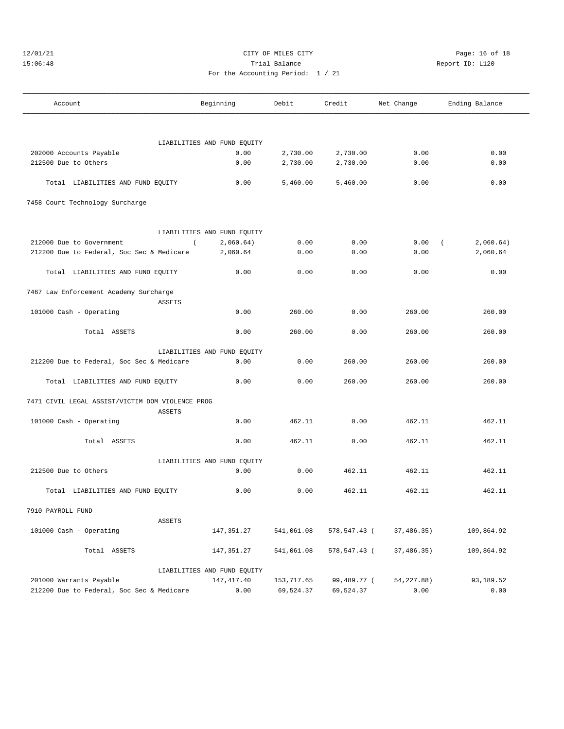CITY OF MILES CITY

Trial Balance

For the Accounting Period: 1 / 21

12/01/21 15:06:48 Report ID: L120

| Account | Beginning | Debit | Credit | Net Change | Ending Balance |
|---|---|---|---|---|---|
| LIABILITIES AND FUND EQUITY | | | | | |
| 202000 Accounts Payable | 0.00 | 2,730.00 | 2,730.00 | 0.00 | 0.00 |
| 212500 Due to Others | 0.00 | 2,730.00 | 2,730.00 | 0.00 | 0.00 |
| Total LIABILITIES AND FUND EQUITY | 0.00 | 5,460.00 | 5,460.00 | 0.00 | 0.00 |
| **7458 Court Technology Surcharge** | | | | | |
| LIABILITIES AND FUND EQUITY | | | | | |
| 212000 Due to Government | ( 2,060.64) | 0.00 | 0.00 | 0.00 | ( 2,060.64) |
| 212200 Due to Federal, Soc Sec & Medicare | 2,060.64 | 0.00 | 0.00 | 0.00 | 2,060.64 |
| Total LIABILITIES AND FUND EQUITY | 0.00 | 0.00 | 0.00 | 0.00 | 0.00 |
| **7467 Law Enforcement Academy Surcharge** | | | | | |
| ASSETS | | | | | |
| 101000 Cash - Operating | 0.00 | 260.00 | 0.00 | 260.00 | 260.00 |
| Total ASSETS | 0.00 | 260.00 | 0.00 | 260.00 | 260.00 |
| LIABILITIES AND FUND EQUITY | | | | | |
| 212200 Due to Federal, Soc Sec & Medicare | 0.00 | 0.00 | 260.00 | 260.00 | 260.00 |
| Total LIABILITIES AND FUND EQUITY | 0.00 | 0.00 | 260.00 | 260.00 | 260.00 |
| **7471 CIVIL LEGAL ASSIST/VICTIM DOM VIOLENCE PROG** | | | | | |
| ASSETS | | | | | |
| 101000 Cash - Operating | 0.00 | 462.11 | 0.00 | 462.11 | 462.11 |
| Total ASSETS | 0.00 | 462.11 | 0.00 | 462.11 | 462.11 |
| LIABILITIES AND FUND EQUITY | | | | | |
| 212500 Due to Others | 0.00 | 0.00 | 462.11 | 462.11 | 462.11 |
| Total LIABILITIES AND FUND EQUITY | 0.00 | 0.00 | 462.11 | 462.11 | 462.11 |
| **7910 PAYROLL FUND** | | | | | |
| ASSETS | | | | | |
| 101000 Cash - Operating | 147,351.27 | 541,061.08 | 578,547.43 | ( 37,486.35) | 109,864.92 |
| Total ASSETS | 147,351.27 | 541,061.08 | 578,547.43 | ( 37,486.35) | 109,864.92 |
| LIABILITIES AND FUND EQUITY | | | | | |
| 201000 Warrants Payable | 147,417.40 | 153,717.65 | 99,489.77 | ( 54,227.88) | 93,189.52 |
| 212200 Due to Federal, Soc Sec & Medicare | 0.00 | 69,524.37 | 69,524.37 | 0.00 | 0.00 |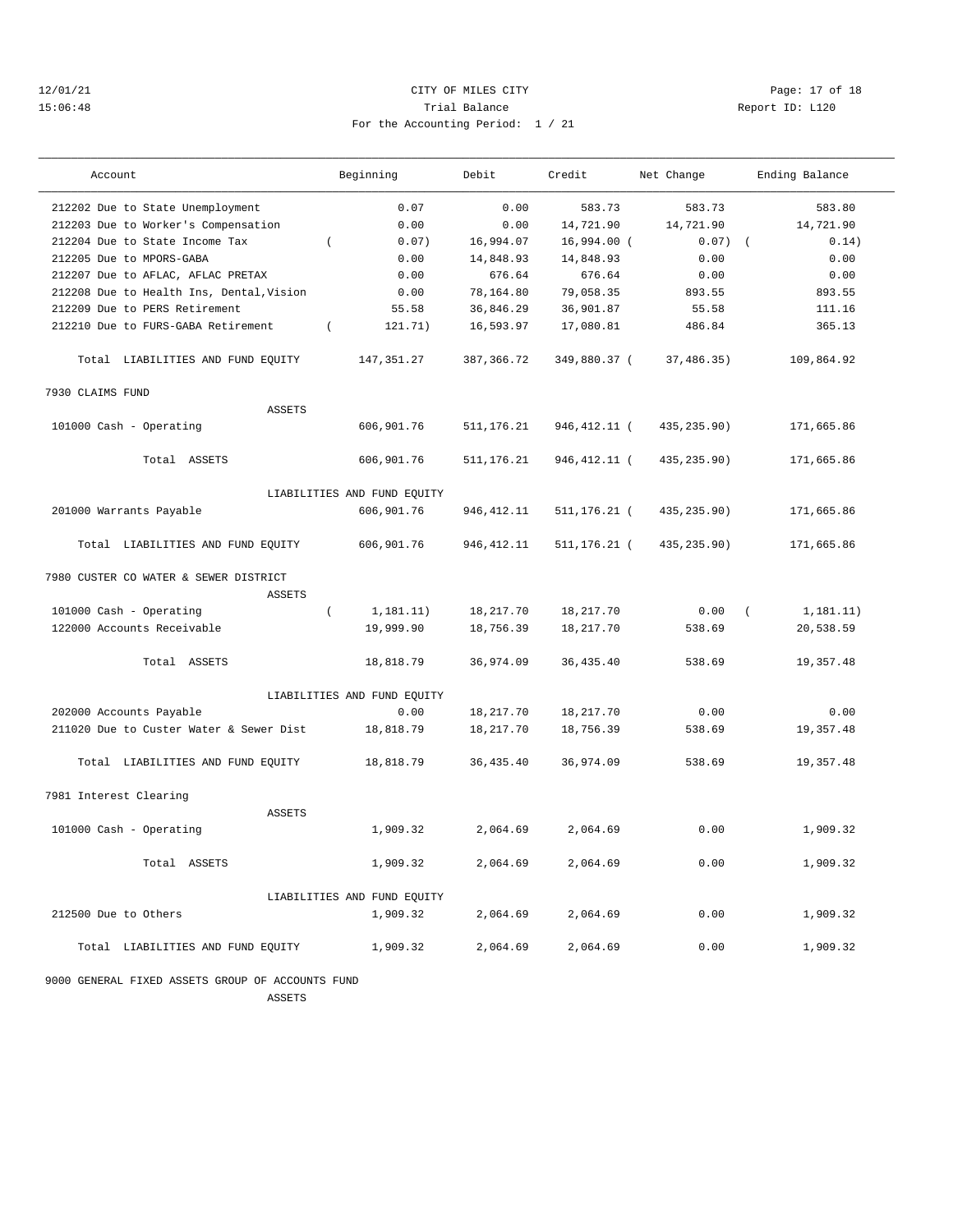CITY OF MILES CITY

Trial Balance

For the Accounting Period: 1 / 21

12/01/21 15:06:48 — Report ID: L120

| Account | Beginning | Debit | Credit | Net Change | Ending Balance |
|---|---|---|---|---|---|
| 212202 Due to State Unemployment | 0.07 | 0.00 | 583.73 | 583.73 | 583.80 |
| 212203 Due to Worker's Compensation | 0.00 | 0.00 | 14,721.90 | 14,721.90 | 14,721.90 |
| 212204 Due to State Income Tax | ( 0.07) | 16,994.07 | 16,994.00 | ( 0.07) | ( 0.14) |
| 212205 Due to MPORS-GABA | 0.00 | 14,848.93 | 14,848.93 | 0.00 | 0.00 |
| 212207 Due to AFLAC, AFLAC PRETAX | 0.00 | 676.64 | 676.64 | 0.00 | 0.00 |
| 212208 Due to Health Ins, Dental,Vision | 0.00 | 78,164.80 | 79,058.35 | 893.55 | 893.55 |
| 212209 Due to PERS Retirement | 55.58 | 36,846.29 | 36,901.87 | 55.58 | 111.16 |
| 212210 Due to FURS-GABA Retirement | ( 121.71) | 16,593.97 | 17,080.81 | 486.84 | 365.13 |
| Total LIABILITIES AND FUND EQUITY | 147,351.27 | 387,366.72 | 349,880.37 | ( 37,486.35) | 109,864.92 |
| **7930 CLAIMS FUND** | | | | | |
| ASSETS | | | | | |
| 101000 Cash - Operating | 606,901.76 | 511,176.21 | 946,412.11 | ( 435,235.90) | 171,665.86 |
| Total ASSETS | 606,901.76 | 511,176.21 | 946,412.11 | ( 435,235.90) | 171,665.86 |
| LIABILITIES AND FUND EQUITY | | | | | |
| 201000 Warrants Payable | 606,901.76 | 946,412.11 | 511,176.21 | ( 435,235.90) | 171,665.86 |
| Total LIABILITIES AND FUND EQUITY | 606,901.76 | 946,412.11 | 511,176.21 | ( 435,235.90) | 171,665.86 |
| **7980 CUSTER CO WATER & SEWER DISTRICT** | | | | | |
| ASSETS | | | | | |
| 101000 Cash - Operating | ( 1,181.11) | 18,217.70 | 18,217.70 | 0.00 | ( 1,181.11) |
| 122000 Accounts Receivable | 19,999.90 | 18,756.39 | 18,217.70 | 538.69 | 20,538.59 |
| Total ASSETS | 18,818.79 | 36,974.09 | 36,435.40 | 538.69 | 19,357.48 |
| LIABILITIES AND FUND EQUITY | | | | | |
| 202000 Accounts Payable | 0.00 | 18,217.70 | 18,217.70 | 0.00 | 0.00 |
| 211020 Due to Custer Water & Sewer Dist | 18,818.79 | 18,217.70 | 18,756.39 | 538.69 | 19,357.48 |
| Total LIABILITIES AND FUND EQUITY | 18,818.79 | 36,435.40 | 36,974.09 | 538.69 | 19,357.48 |
| **7981 Interest Clearing** | | | | | |
| ASSETS | | | | | |
| 101000 Cash - Operating | 1,909.32 | 2,064.69 | 2,064.69 | 0.00 | 1,909.32 |
| Total ASSETS | 1,909.32 | 2,064.69 | 2,064.69 | 0.00 | 1,909.32 |
| LIABILITIES AND FUND EQUITY | | | | | |
| 212500 Due to Others | 1,909.32 | 2,064.69 | 2,064.69 | 0.00 | 1,909.32 |
| Total LIABILITIES AND FUND EQUITY | 1,909.32 | 2,064.69 | 2,064.69 | 0.00 | 1,909.32 |
| **9000 GENERAL FIXED ASSETS GROUP OF ACCOUNTS FUND** | | | | | |
| ASSETS | | | | | |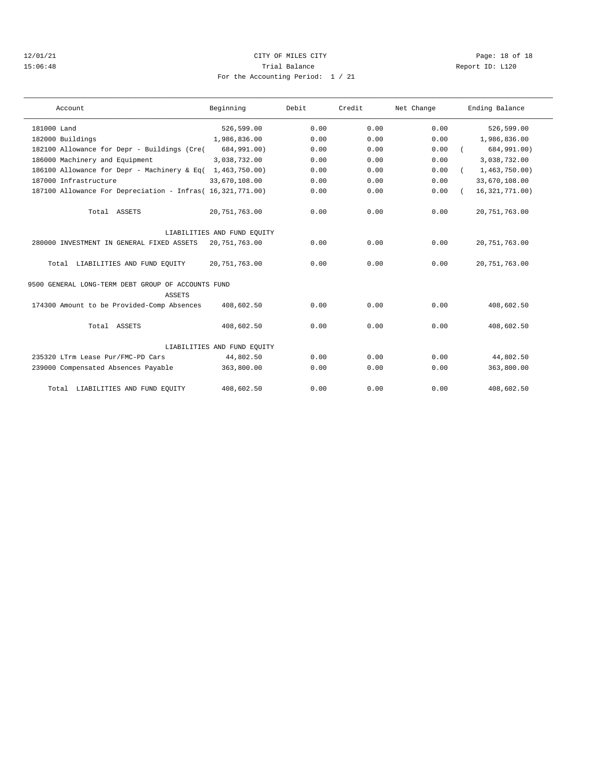CITY OF MILES CITY

Trial Balance

For the Accounting Period: 1 / 21

12/01/21 15:06:48 Report ID: L120

| Account | Beginning | Debit | Credit | Net Change | Ending Balance |
|---|---|---|---|---|---|
| 181000 Land | 526,599.00 | 0.00 | 0.00 | 0.00 | 526,599.00 |
| 182000 Buildings | 1,986,836.00 | 0.00 | 0.00 | 0.00 | 1,986,836.00 |
| 182100 Allowance for Depr - Buildings (Cre( | 684,991.00) | 0.00 | 0.00 | 0.00 | ( 684,991.00) |
| 186000 Machinery and Equipment | 3,038,732.00 | 0.00 | 0.00 | 0.00 | 3,038,732.00 |
| 186100 Allowance for Depr - Machinery & Eq( | 1,463,750.00) | 0.00 | 0.00 | 0.00 | ( 1,463,750.00) |
| 187000 Infrastructure | 33,670,108.00 | 0.00 | 0.00 | 0.00 | 33,670,108.00 |
| 187100 Allowance For Depreciation - Infras( | 16,321,771.00) | 0.00 | 0.00 | 0.00 | ( 16,321,771.00) |
| Total ASSETS | 20,751,763.00 | 0.00 | 0.00 | 0.00 | 20,751,763.00 |
| LIABILITIES AND FUND EQUITY | | | | | |
| 280000 INVESTMENT IN GENERAL FIXED ASSETS | 20,751,763.00 | 0.00 | 0.00 | 0.00 | 20,751,763.00 |
| Total LIABILITIES AND FUND EQUITY | 20,751,763.00 | 0.00 | 0.00 | 0.00 | 20,751,763.00 |
| 9500 GENERAL LONG-TERM DEBT GROUP OF ACCOUNTS FUND | | | | | |
| ASSETS | | | | | |
| 174300 Amount to be Provided-Comp Absences | 408,602.50 | 0.00 | 0.00 | 0.00 | 408,602.50 |
| Total ASSETS | 408,602.50 | 0.00 | 0.00 | 0.00 | 408,602.50 |
| LIABILITIES AND FUND EQUITY | | | | | |
| 235320 LTrm Lease Pur/FMC-PD Cars | 44,802.50 | 0.00 | 0.00 | 0.00 | 44,802.50 |
| 239000 Compensated Absences Payable | 363,800.00 | 0.00 | 0.00 | 0.00 | 363,800.00 |
| Total LIABILITIES AND FUND EQUITY | 408,602.50 | 0.00 | 0.00 | 0.00 | 408,602.50 |